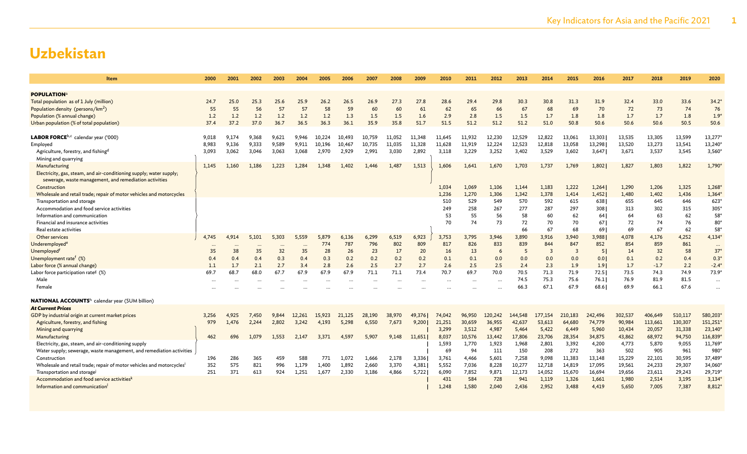# Uzbekistan

| Item | 2000 | 2001 | 2002 | 2003 | 2004 | 2005 | 2006 | 2007 | 2008 | 2009 | 2010 | 2011 | 2012 | 2013 | 2014 | 2015 | 2016 | 2017 | 2018 | 2019 | 2020 |
|---|---|---|---|---|---|---|---|---|---|---|---|---|---|---|---|---|---|---|---|---|---|
| **POPULATION**[a] | | | | | | | | | | | | | | | | | | | | | |
| Total population as of 1 July (million) | 24.7 | 25.0 | 25.3 | 25.6 | 25.9 | 26.2 | 26.5 | 26.9 | 27.3 | 27.8 | 28.6 | 29.4 | 29.8 | 30.3 | 30.8 | 31.3 | 31.9 | 32.4 | 33.0 | 33.6 | 34.2* |
| Population density (persons/km$^2$) | 55 | 55 | 56 | 57 | 57 | 58 | 59 | 60 | 60 | 61 | 62 | 65 | 66 | 67 | 68 | 69 | 70 | 72 | 73 | 74 | 76 |
| Population (% annual change) | 1.2 | 1.2 | 1.2 | 1.2 | 1.2 | 1.2 | 1.3 | 1.5 | 1.5 | 1.6 | 2.9 | 2.8 | 1.5 | 1.5 | 1.7 | 1.8 | 1.8 | 1.7 | 1.7 | 1.8 | 1.9* |
| Urban population (% of total population) | 37.4 | 37.2 | 37.0 | 36.7 | 36.5 | 36.3 | 36.1 | 35.9 | 35.8 | 51.7 | 51.5 | 51.2 | 51.2 | 51.2 | 51.0 | 50.8 | 50.6 | 50.6 | 50.6 | 50.5 | 50.6 |
| **LABOR FORCE**[b,c] calendar year ('000) | 9,018 | 9,174 | 9,368 | 9,621 | 9,946 | 10,224 | 10,493 | 10,759 | 11,052 | 11,348 | 11,645 | 11,932 | 12,230 | 12,529 | 12,822 | 13,061 | 13,303 | 13,535 | 13,305 | 13,599 | 13,277* |
| Employed | 8,983 | 9,136 | 9,333 | 9,589 | 9,911 | 10,196 | 10,467 | 10,735 | 11,035 | 11,328 | 11,628 | 11,919 | 12,224 | 12,523 | 12,818 | 13,058 | 13,298 | 13,520 | 13,273 | 13,541 | 13,240* |
| Agriculture, forestry, and fishing[d] | 3,093 | 3,062 | 3,046 | 3,063 | 3,068 | 2,970 | 2,929 | 2,991 | 3,030 | 2,892 | 3,118 | 3,229 | 3,252 | 3,402 | 3,529 | 3,602 | 3,647 | 3,671 | 3,537 | 3,545 | 3,560* |
| Mining and quarrying | | | | | | | | | | | | | | | | | | | | | |
| Manufacturing | 1,145 | 1,160 | 1,186 | 1,223 | 1,284 | 1,348 | 1,402 | 1,446 | 1,487 | 1,513 | 1,606 | 1,641 | 1,670 | 1,703 | 1,737 | 1,769 | 1,802 | 1,827 | 1,803 | 1,822 | 1,790* |
| Electricity, gas, steam, and air-conditioning supply; water supply; sewerage, waste management, and remediation activities | | | | | | | | | | | | | | | | | | | | | |
| Construction | | | | | | | | | | | 1,034 | 1,069 | 1,106 | 1,144 | 1,183 | 1,222 | 1,264 | 1,290 | 1,206 | 1,325 | 1,268* |
| Wholesale and retail trade; repair of motor vehicles and motorcycles | | | | | | | | | | | 1,236 | 1,270 | 1,306 | 1,342 | 1,378 | 1,414 | 1,452 | 1,480 | 1,402 | 1,436 | 1,364* |
| Transportation and storage | | | | | | | | | | | 510 | 529 | 549 | 570 | 592 | 615 | 638 | 655 | 645 | 646 | 623* |
| Accommodation and food service activities | | | | | | | | | | | 249 | 258 | 267 | 277 | 287 | 297 | 308 | 313 | 302 | 315 | 305* |
| Information and communication | | | | | | | | | | | 53 | 55 | 56 | 58 | 60 | 62 | 64 | 64 | 63 | 62 | 58* |
| Financial and insurance activities | | | | | | | | | | | 70 | 74 | 73 | 72 | 70 | 70 | 67 | 72 | 74 | 76 | 80* |
| Real estate activities | | | | | | | | | | | | | | 66 | 67 | 68 | 69 | 69 | 67 | 62 | 58* |
| Other services | 4,745 | 4,914 | 5,101 | 5,303 | 5,559 | 5,879 | 6,136 | 6,299 | 6,519 | 6,923 | 3,753 | 3,795 | 3,946 | 3,890 | 3,916 | 3,940 | 3,988 | 4,078 | 4,176 | 4,252 | 4,134* |
| Underemployed[e] | ... | ... | ... | ... | ... | 774 | 787 | 796 | 802 | 809 | 817 | 826 | 833 | 839 | 844 | 847 | 852 | 854 | 859 | 861 | ... |
| Unemployed[f] | 35 | 38 | 35 | 32 | 35 | 28 | 26 | 23 | 17 | 20 | 16 | 13 | 6 | 5 | 3 | 3 | 5 | 14 | 32 | 58 | 37* |
| Unemployment rate[f] (%) | 0.4 | 0.4 | 0.4 | 0.3 | 0.4 | 0.3 | 0.2 | 0.2 | 0.2 | 0.2 | 0.1 | 0.1 | 0.0 | 0.0 | 0.0 | 0.0 | 0.0 | 0.1 | 0.2 | 0.4 | 0.3* |
| Labor force (% annual change) | 1.1 | 1.7 | 2.1 | 2.7 | 3.4 | 2.8 | 2.6 | 2.5 | 2.7 | 2.7 | 2.6 | 2.5 | 2.5 | 2.4 | 2.3 | 1.9 | 1.9 | 1.7 | -1.7 | 2.2 | -2.4* |
| Labor force participation rate[g] (%) | 69.7 | 68.7 | 68.0 | 67.7 | 67.9 | 67.9 | 67.9 | 71.1 | 71.1 | 73.4 | 70.7 | 69.7 | 70.0 | 70.5 | 71.3 | 71.9 | 72.5 | 73.5 | 74.3 | 74.9 | 73.9* |
| Male | ... | ... | ... | ... | ... | ... | ... | ... | ... | ... | ... | ... | ... | 74.5 | 75.3 | 75.6 | 76.1 | 76.9 | 81.9 | 81.5 | ... |
| Female | ... | ... | ... | ... | ... | ... | ... | ... | ... | ... | ... | ... | ... | 66.3 | 67.1 | 67.9 | 68.6 | 69.9 | 66.1 | 67.6 | ... |
| **NATIONAL ACCOUNTS**[h] calendar year (SUM billion) | | | | | | | | | | | | | | | | | | | | | |
| ***At Current Prices*** | | | | | | | | | | | | | | | | | | | | | |
| GDP by industrial origin at current market prices | 3,256 | 4,925 | 7,450 | 9,844 | 12,261 | 15,923 | 21,125 | 28,190 | 38,970 | 49,376 | 74,042 | 96,950 | 120,242 | 144,548 | 177,154 | 210,183 | 242,496 | 302,537 | 406,649 | 510,117 | 580,203* |
| Agriculture, forestry, and fishing | 979 | 1,476 | 2,244 | 2,802 | 3,242 | 4,193 | 5,298 | 6,550 | 7,673 | 9,200 | 21,251 | 30,659 | 36,955 | 42,637 | 53,613 | 64,680 | 74,779 | 90,984 | 113,661 | 130,307 | 151,251* |
| Mining and quarrying | | | | | | | | | | | 3,299 | 3,512 | 4,987 | 5,464 | 5,422 | 6,449 | 5,960 | 10,434 | 20,057 | 31,338 | 23,140* |
| Manufacturing | 462 | 696 | 1,079 | 1,553 | 2,147 | 3,371 | 4,597 | 5,907 | 9,148 | 11,651 | 8,037 | 10,576 | 13,442 | 17,806 | 23,706 | 28,354 | 34,875 | 43,862 | 68,972 | 94,750 | 116,839* |
| Electricity, gas, steam, and air-conditioning supply | | | | | | | | | | | 1,593 | 1,770 | 1,923 | 1,968 | 2,801 | 3,392 | 4,200 | 4,773 | 5,870 | 9,055 | 11,769* |
| Water supply; sewerage, waste management, and remediation activities | | | | | | | | | | | 69 | 94 | 111 | 150 | 208 | 272 | 363 | 502 | 905 | 961 | 980* |
| Construction | 196 | 286 | 365 | 459 | 588 | 771 | 1,072 | 1,666 | 2,178 | 3,336 | 3,761 | 4,466 | 5,601 | 7,258 | 9,098 | 11,383 | 13,148 | 15,229 | 22,101 | 30,595 | 37,489* |
| Wholesale and retail trade; repair of motor vehicles and motorcycles[i] | 352 | 575 | 821 | 996 | 1,179 | 1,400 | 1,892 | 2,660 | 3,370 | 4,381 | 5,552 | 7,036 | 8,228 | 10,277 | 12,718 | 14,819 | 17,095 | 19,561 | 24,233 | 29,307 | 34,060* |
| Transportation and storage[j] | 251 | 371 | 613 | 924 | 1,251 | 1,677 | 2,330 | 3,186 | 4,866 | 5,722 | 6,090 | 7,852 | 9,871 | 12,173 | 14,052 | 15,670 | 16,694 | 19,656 | 23,611 | 29,243 | 29,719* |
| Accommodation and food service activities[k] | | | | | | | | | | | 431 | 584 | 728 | 941 | 1,119 | 1,326 | 1,661 | 1,980 | 2,514 | 3,195 | 3,134* |
| Information and communication[l] | | | | | | | | | | | 1,248 | 1,580 | 2,040 | 2,436 | 2,952 | 3,488 | 4,419 | 5,650 | 7,005 | 7,387 | 8,812* |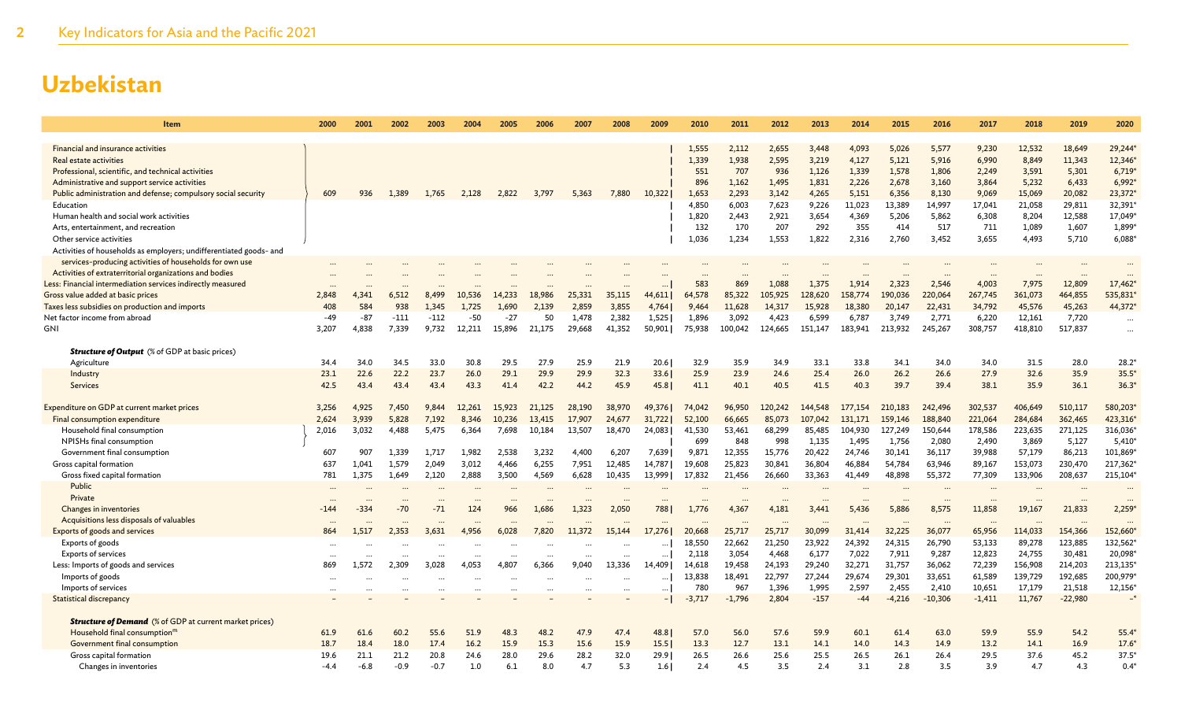# Uzbekistan

| Item | 2000 | 2001 | 2002 | 2003 | 2004 | 2005 | 2006 | 2007 | 2008 | 2009 | 2010 | 2011 | 2012 | 2013 | 2014 | 2015 | 2016 | 2017 | 2018 | 2019 | 2020 |
|---|---|---|---|---|---|---|---|---|---|---|---|---|---|---|---|---|---|---|---|---|---|
| Financial and insurance activities | | | | | | | | | | | 1,555 | 2,112 | 2,655 | 3,448 | 4,093 | 5,026 | 5,577 | 9,230 | 12,532 | 18,649 | 29,244* |
| Real estate activities | | | | | | | | | | | 1,339 | 1,938 | 2,595 | 3,219 | 4,127 | 5,121 | 5,916 | 6,990 | 8,849 | 11,343 | 12,346* |
| Professional, scientific, and technical activities | | | | | | | | | | | 551 | 707 | 936 | 1,126 | 1,339 | 1,578 | 1,806 | 2,249 | 3,591 | 5,301 | 6,719* |
| Administrative and support service activities | | | | | | | | | | | 896 | 1,162 | 1,495 | 1,831 | 2,226 | 2,678 | 3,160 | 3,864 | 5,232 | 6,433 | 6,992* |
| Public administration and defense; compulsory social security | 609 | 936 | 1,389 | 1,765 | 2,128 | 2,822 | 3,797 | 5,363 | 7,880 | 10,322 | 1,653 | 2,293 | 3,142 | 4,265 | 5,151 | 6,356 | 8,130 | 9,069 | 15,069 | 20,082 | 23,372* |
| Education | | | | | | | | | | | 4,850 | 6,003 | 7,623 | 9,226 | 11,023 | 13,389 | 14,997 | 17,041 | 21,058 | 29,811 | 32,391* |
| Human health and social work activities | | | | | | | | | | | 1,820 | 2,443 | 2,921 | 3,654 | 4,369 | 5,206 | 5,862 | 6,308 | 8,204 | 12,588 | 17,049* |
| Arts, entertainment, and recreation | | | | | | | | | | | 132 | 170 | 207 | 292 | 355 | 414 | 517 | 711 | 1,089 | 1,607 | 1,899* |
| Other service activities | | | | | | | | | | | 1,036 | 1,234 | 1,553 | 1,822 | 2,316 | 2,760 | 3,452 | 3,655 | 4,493 | 5,710 | 6,088* |
| Activities of households as employers; undifferentiated goods- and services-producing activities of households for own use | ... | ... | ... | ... | ... | ... | ... | ... | ... | ... | ... | ... | ... | ... | ... | ... | ... | ... | ... | ... | ... |
| Activities of extraterritorial organizations and bodies | ... | ... | ... | ... | ... | ... | ... | ... | ... | ... | ... | ... | ... | ... | ... | ... | ... | ... | ... | ... | ... |
| Less: Financial intermediation services indirectly measured | ... | ... | ... | ... | ... | ... | ... | ... | ... | ... | 583 | 869 | 1,088 | 1,375 | 1,914 | 2,323 | 2,546 | 4,003 | 7,975 | 12,809 | 17,462* |
| Gross value added at basic prices | 2,848 | 4,341 | 6,512 | 8,499 | 10,536 | 14,233 | 18,986 | 25,331 | 35,115 | 44,611 | 64,578 | 85,322 | 105,925 | 128,620 | 158,774 | 190,036 | 220,064 | 267,745 | 361,073 | 464,855 | 535,831* |
| Taxes less subsidies on production and imports | 408 | 584 | 938 | 1,345 | 1,725 | 1,690 | 2,139 | 2,859 | 3,855 | 4,764 | 9,464 | 11,628 | 14,317 | 15,928 | 18,380 | 20,147 | 22,431 | 34,792 | 45,576 | 45,263 | 44,372* |
| Net factor income from abroad | -49 | -87 | -111 | -112 | -50 | -27 | 50 | 1,478 | 2,382 | 1,525 | 1,896 | 3,092 | 4,423 | 6,599 | 6,787 | 3,749 | 2,771 | 6,220 | 12,161 | 7,720 | ... |
| GNI | 3,207 | 4,838 | 7,339 | 9,732 | 12,211 | 15,896 | 21,175 | 29,668 | 41,352 | 50,901 | 75,938 | 100,042 | 124,665 | 151,147 | 183,941 | 213,932 | 245,267 | 308,757 | 418,810 | 517,837 | ... |
| ***Structure of Output*** (% of GDP at basic prices) | | | | | | | | | | | | | | | | | | | | | |
| Agriculture | 34.4 | 34.0 | 34.5 | 33.0 | 30.8 | 29.5 | 27.9 | 25.9 | 21.9 | 20.6 | 32.9 | 35.9 | 34.9 | 33.1 | 33.8 | 34.1 | 34.0 | 34.0 | 31.5 | 28.0 | 28.2* |
| Industry | 23.1 | 22.6 | 22.2 | 23.7 | 26.0 | 29.1 | 29.9 | 29.9 | 32.3 | 33.6 | 25.9 | 23.9 | 24.6 | 25.4 | 26.0 | 26.2 | 26.6 | 27.9 | 32.6 | 35.9 | 35.5* |
| Services | 42.5 | 43.4 | 43.4 | 43.4 | 43.3 | 41.4 | 42.2 | 44.2 | 45.9 | 45.8 | 41.1 | 40.1 | 40.5 | 41.5 | 40.3 | 39.7 | 39.4 | 38.1 | 35.9 | 36.1 | 36.3* |
| Expenditure on GDP at current market prices | 3,256 | 4,925 | 7,450 | 9,844 | 12,261 | 15,923 | 21,125 | 28,190 | 38,970 | 49,376 | 74,042 | 96,950 | 120,242 | 144,548 | 177,154 | 210,183 | 242,496 | 302,537 | 406,649 | 510,117 | 580,203* |
| Final consumption expenditure | 2,624 | 3,939 | 5,828 | 7,192 | 8,346 | 10,236 | 13,415 | 17,907 | 24,677 | 31,722 | 52,100 | 66,665 | 85,073 | 107,042 | 131,171 | 159,146 | 188,840 | 221,064 | 284,684 | 362,465 | 423,316* |
| Household final consumption | 2,016 | 3,032 | 4,488 | 5,475 | 6,364 | 7,698 | 10,184 | 13,507 | 18,470 | 24,083 | 41,530 | 53,461 | 68,299 | 85,485 | 104,930 | 127,249 | 150,644 | 178,586 | 223,635 | 271,125 | 316,036* |
| NPISHs final consumption | | | | | | | | | | | 699 | 848 | 998 | 1,135 | 1,495 | 1,756 | 2,080 | 2,490 | 3,869 | 5,127 | 5,410* |
| Government final consumption | 607 | 907 | 1,339 | 1,717 | 1,982 | 2,538 | 3,232 | 4,400 | 6,207 | 7,639 | 9,871 | 12,355 | 15,776 | 20,422 | 24,746 | 30,141 | 36,117 | 39,988 | 57,179 | 86,213 | 101,869* |
| Gross capital formation | 637 | 1,041 | 1,579 | 2,049 | 3,012 | 4,466 | 6,255 | 7,951 | 12,485 | 14,787 | 19,608 | 25,823 | 30,841 | 36,804 | 46,884 | 54,784 | 63,946 | 89,167 | 153,073 | 230,470 | 217,362* |
| Gross fixed capital formation | 781 | 1,375 | 1,649 | 2,120 | 2,888 | 3,500 | 4,569 | 6,628 | 10,435 | 13,999 | 17,832 | 21,456 | 26,660 | 33,363 | 41,449 | 48,898 | 55,372 | 77,309 | 133,906 | 208,637 | 215,104* |
| Public | ... | ... | ... | ... | ... | ... | ... | ... | ... | ... | ... | ... | ... | ... | ... | ... | ... | ... | ... | ... | ... |
| Private | ... | ... | ... | ... | ... | ... | ... | ... | ... | ... | ... | ... | ... | ... | ... | ... | ... | ... | ... | ... | ... |
| Changes in inventories | -144 | -334 | -70 | -71 | 124 | 966 | 1,686 | 1,323 | 2,050 | 788 | 1,776 | 4,367 | 4,181 | 3,441 | 5,436 | 5,886 | 8,575 | 11,858 | 19,167 | 21,833 | 2,259* |
| Acquisitions less disposals of valuables | ... | ... | ... | ... | ... | ... | ... | ... | ... | ... | ... | ... | ... | ... | ... | ... | ... | ... | ... | ... | ... |
| Exports of goods and services | 864 | 1,517 | 2,353 | 3,631 | 4,956 | 6,028 | 7,820 | 11,372 | 15,144 | 17,276 | 20,668 | 25,717 | 25,717 | 30,099 | 31,414 | 32,225 | 36,077 | 65,956 | 114,033 | 154,366 | 152,660* |
| Exports of goods | ... | ... | ... | ... | ... | ... | ... | ... | ... | ... | 18,550 | 22,662 | 21,250 | 23,922 | 24,392 | 24,315 | 26,790 | 53,133 | 89,278 | 123,885 | 132,562* |
| Exports of services | ... | ... | ... | ... | ... | ... | ... | ... | ... | ... | 2,118 | 3,054 | 4,468 | 6,177 | 7,022 | 7,911 | 9,287 | 12,823 | 24,755 | 30,481 | 20,098* |
| Less: Imports of goods and services | 869 | 1,572 | 2,309 | 3,028 | 4,053 | 4,807 | 6,366 | 9,040 | 13,336 | 14,409 | 14,618 | 19,458 | 24,193 | 29,240 | 32,271 | 31,757 | 36,062 | 72,239 | 156,908 | 214,203 | 213,135* |
| Imports of goods | ... | ... | ... | ... | ... | ... | ... | ... | ... | ... | 13,838 | 18,491 | 22,797 | 27,244 | 29,674 | 29,301 | 33,651 | 61,589 | 139,729 | 192,685 | 200,979* |
| Imports of services | ... | ... | ... | ... | ... | ... | ... | ... | ... | ... | 780 | 967 | 1,396 | 1,995 | 2,597 | 2,455 | 2,410 | 10,651 | 17,179 | 21,518 | 12,156* |
| Statistical discrepancy | – | – | – | – | – | – | – | – | – | – | -3,717 | -1,796 | 2,804 | -157 | -44 | -4,216 | -10,306 | -1,411 | 11,767 | -22,980 | –* |
| ***Structure of Demand*** (% of GDP at current market prices) | | | | | | | | | | | | | | | | | | | | | |
| Household final consumption[m] | 61.9 | 61.6 | 60.2 | 55.6 | 51.9 | 48.3 | 48.2 | 47.9 | 47.4 | 48.8 | 57.0 | 56.0 | 57.6 | 59.9 | 60.1 | 61.4 | 63.0 | 59.9 | 55.9 | 54.2 | 55.4* |
| Government final consumption | 18.7 | 18.4 | 18.0 | 17.4 | 16.2 | 15.9 | 15.3 | 15.6 | 15.9 | 15.5 | 13.3 | 12.7 | 13.1 | 14.1 | 14.0 | 14.3 | 14.9 | 13.2 | 14.1 | 16.9 | 17.6* |
| Gross capital formation | 19.6 | 21.1 | 21.2 | 20.8 | 24.6 | 28.0 | 29.6 | 28.2 | 32.0 | 29.9 | 26.5 | 26.6 | 25.6 | 25.5 | 26.5 | 26.1 | 26.4 | 29.5 | 37.6 | 45.2 | 37.5* |
| Changes in inventories | -4.4 | -6.8 | -0.9 | -0.7 | 1.0 | 6.1 | 8.0 | 4.7 | 5.3 | 1.6 | 2.4 | 4.5 | 3.5 | 2.4 | 3.1 | 2.8 | 3.5 | 3.9 | 4.7 | 4.3 | 0.4* |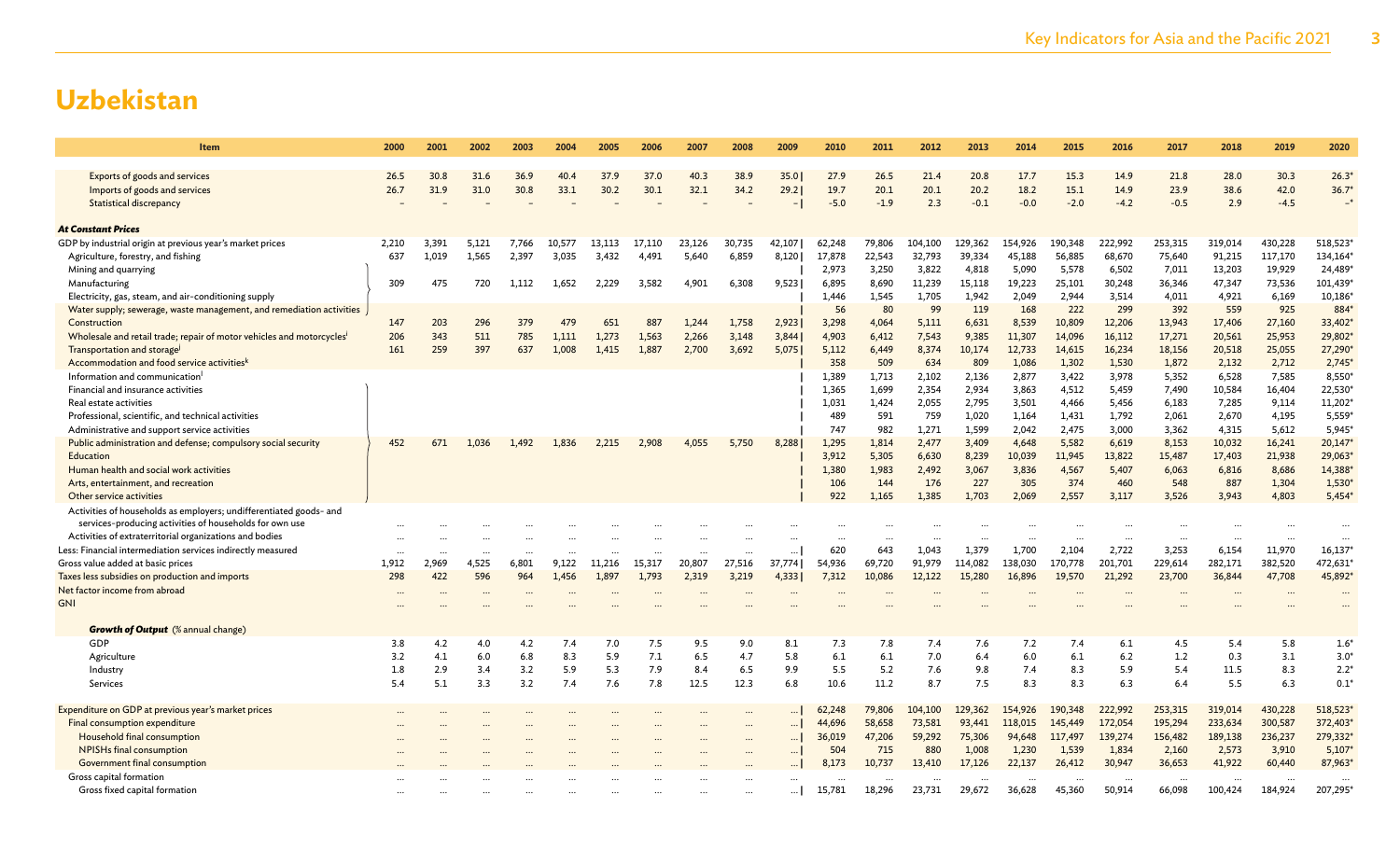# Uzbekistan

| Item | 2000 | 2001 | 2002 | 2003 | 2004 | 2005 | 2006 | 2007 | 2008 | 2009 | 2010 | 2011 | 2012 | 2013 | 2014 | 2015 | 2016 | 2017 | 2018 | 2019 | 2020 |
|---|---|---|---|---|---|---|---|---|---|---|---|---|---|---|---|---|---|---|---|---|---|
| Exports of goods and services | 26.5 | 30.8 | 31.6 | 36.9 | 40.4 | 37.9 | 37.0 | 40.3 | 38.9 | 35.0 | 27.9 | 26.5 | 21.4 | 20.8 | 17.7 | 15.3 | 14.9 | 21.8 | 28.0 | 30.3 | 26.3* |
| Imports of goods and services | 26.7 | 31.9 | 31.0 | 30.8 | 33.1 | 30.2 | 30.1 | 32.1 | 34.2 | 29.2 | 19.7 | 20.1 | 20.1 | 20.2 | 18.2 | 15.1 | 14.9 | 23.9 | 38.6 | 42.0 | 36.7* |
| Statistical discrepancy | – | – | – | – | – | – | – | – | – | – | -5.0 | -1.9 | 2.3 | -0.1 | -0.0 | -2.0 | -4.2 | -0.5 | 2.9 | -4.5 | –* |
| ***At Constant Prices*** | | | | | | | | | | | | | | | | | | | | | |
| GDP by industrial origin at previous year's market prices | 2,210 | 3,391 | 5,121 | 7,766 | 10,577 | 13,113 | 17,110 | 23,126 | 30,735 | 42,107 | 62,248 | 79,806 | 104,100 | 129,362 | 154,926 | 190,348 | 222,992 | 253,315 | 319,014 | 430,228 | 518,523* |
| Agriculture, forestry, and fishing | 637 | 1,019 | 1,565 | 2,397 | 3,035 | 3,432 | 4,491 | 5,640 | 6,859 | 8,120 | 17,878 | 22,543 | 32,793 | 39,334 | 45,188 | 56,885 | 68,670 | 75,640 | 91,215 | 117,170 | 134,164* |
| Mining and quarrying | | | | | | | | | | | 2,973 | 3,250 | 3,822 | 4,818 | 5,090 | 5,578 | 6,502 | 7,011 | 13,203 | 19,929 | 24,489* |
| Manufacturing | 309 | 475 | 720 | 1,112 | 1,652 | 2,229 | 3,582 | 4,901 | 6,308 | 9,523 | 6,895 | 8,690 | 11,239 | 15,118 | 19,223 | 25,101 | 30,248 | 36,346 | 47,347 | 73,536 | 101,439* |
| Electricity, gas, steam, and air-conditioning supply | | | | | | | | | | | 1,446 | 1,545 | 1,705 | 1,942 | 2,049 | 2,944 | 3,514 | 4,011 | 4,921 | 6,169 | 10,186* |
| Water supply; sewerage, waste management, and remediation activities | | | | | | | | | | | 56 | 80 | 99 | 119 | 168 | 222 | 299 | 392 | 559 | 925 | 884* |
| Construction | 147 | 203 | 296 | 379 | 479 | 651 | 887 | 1,244 | 1,758 | 2,923 | 3,298 | 4,064 | 5,111 | 6,631 | 8,539 | 10,809 | 12,206 | 13,943 | 17,406 | 27,160 | 33,402* |
| Wholesale and retail trade; repair of motor vehicles and motorcycles[j] | 206 | 343 | 511 | 785 | 1,111 | 1,273 | 1,563 | 2,266 | 3,148 | 3,844 | 4,903 | 6,412 | 7,543 | 9,385 | 11,307 | 14,096 | 16,112 | 17,271 | 20,561 | 25,953 | 29,802* |
| Transportation and storage[j] | 161 | 259 | 397 | 637 | 1,008 | 1,415 | 1,887 | 2,700 | 3,692 | 5,075 | 5,112 | 6,449 | 8,374 | 10,174 | 12,733 | 14,615 | 16,234 | 18,156 | 20,518 | 25,055 | 27,290* |
| Accommodation and food service activities[k] | | | | | | | | | | | 358 | 509 | 634 | 809 | 1,086 | 1,302 | 1,530 | 1,872 | 2,132 | 2,712 | 2,745* |
| Information and communication[l] | | | | | | | | | | | 1,389 | 1,713 | 2,102 | 2,136 | 2,877 | 3,422 | 3,978 | 5,352 | 6,528 | 7,585 | 8,550* |
| Financial and insurance activities | | | | | | | | | | | 1,365 | 1,699 | 2,354 | 2,934 | 3,863 | 4,512 | 5,459 | 7,490 | 10,584 | 16,404 | 22,530* |
| Real estate activities | | | | | | | | | | | 1,031 | 1,424 | 2,055 | 2,795 | 3,501 | 4,466 | 5,456 | 6,183 | 7,285 | 9,114 | 11,202* |
| Professional, scientific, and technical activities | | | | | | | | | | | 489 | 591 | 759 | 1,020 | 1,164 | 1,431 | 1,792 | 2,061 | 2,670 | 4,195 | 5,559* |
| Administrative and support service activities | | | | | | | | | | | 747 | 982 | 1,271 | 1,599 | 2,042 | 2,475 | 3,000 | 3,362 | 4,315 | 5,612 | 5,945* |
| Public administration and defense; compulsory social security | 452 | 671 | 1,036 | 1,492 | 1,836 | 2,215 | 2,908 | 4,055 | 5,750 | 8,288 | 1,295 | 1,814 | 2,477 | 3,409 | 4,648 | 5,582 | 6,619 | 8,153 | 10,032 | 16,241 | 20,147* |
| Education | | | | | | | | | | | 3,912 | 5,305 | 6,630 | 8,239 | 10,039 | 11,945 | 13,822 | 15,487 | 17,403 | 21,938 | 29,063* |
| Human health and social work activities | | | | | | | | | | | 1,380 | 1,983 | 2,492 | 3,067 | 3,836 | 4,567 | 5,407 | 6,063 | 6,816 | 8,686 | 14,388* |
| Arts, entertainment, and recreation | | | | | | | | | | | 106 | 144 | 176 | 227 | 305 | 374 | 460 | 548 | 887 | 1,304 | 1,530* |
| Other service activities | | | | | | | | | | | 922 | 1,165 | 1,385 | 1,703 | 2,069 | 2,557 | 3,117 | 3,526 | 3,943 | 4,803 | 5,454* |
| Activities of households as employers; undifferentiated goods- and services-producing activities of households for own use | ... | ... | ... | ... | ... | ... | ... | ... | ... | ... | ... | ... | ... | ... | ... | ... | ... | ... | ... | ... | ... |
| Activities of extraterritorial organizations and bodies | ... | ... | ... | ... | ... | ... | ... | ... | ... | ... | ... | ... | ... | ... | ... | ... | ... | ... | ... | ... | ... |
| Less: Financial intermediation services indirectly measured | ... | ... | ... | ... | ... | ... | ... | ... | ... | ... | 620 | 643 | 1,043 | 1,379 | 1,700 | 2,104 | 2,722 | 3,253 | 6,154 | 11,970 | 16,137* |
| Gross value added at basic prices | 1,912 | 2,969 | 4,525 | 6,801 | 9,122 | 11,216 | 15,317 | 20,807 | 27,516 | 37,774 | 54,936 | 69,720 | 91,979 | 114,082 | 138,030 | 170,778 | 201,701 | 229,614 | 282,171 | 382,520 | 472,631* |
| Taxes less subsidies on production and imports | 298 | 422 | 596 | 964 | 1,456 | 1,897 | 1,793 | 2,319 | 3,219 | 4,333 | 7,312 | 10,086 | 12,122 | 15,280 | 16,896 | 19,570 | 21,292 | 23,700 | 36,844 | 47,708 | 45,892* |
| Net factor income from abroad | ... | ... | ... | ... | ... | ... | ... | ... | ... | ... | ... | ... | ... | ... | ... | ... | ... | ... | ... | ... | ... |
| GNI | ... | ... | ... | ... | ... | ... | ... | ... | ... | ... | ... | ... | ... | ... | ... | ... | ... | ... | ... | ... | ... |
| ***Growth of Output*** (% annual change) | | | | | | | | | | | | | | | | | | | | | |
| GDP | 3.8 | 4.2 | 4.0 | 4.2 | 7.4 | 7.0 | 7.5 | 9.5 | 9.0 | 8.1 | 7.3 | 7.8 | 7.4 | 7.6 | 7.2 | 7.4 | 6.1 | 4.5 | 5.4 | 5.8 | 1.6* |
| Agriculture | 3.2 | 4.1 | 6.0 | 6.8 | 8.3 | 5.9 | 7.1 | 6.5 | 4.7 | 5.8 | 6.1 | 6.1 | 7.0 | 6.4 | 6.0 | 6.1 | 6.2 | 1.2 | 0.3 | 3.1 | 3.0* |
| Industry | 1.8 | 2.9 | 3.4 | 3.2 | 5.9 | 5.3 | 7.9 | 8.4 | 6.5 | 9.9 | 5.5 | 5.2 | 7.6 | 9.8 | 7.4 | 8.3 | 5.9 | 5.4 | 11.5 | 8.3 | 2.2* |
| Services | 5.4 | 5.1 | 3.3 | 3.2 | 7.4 | 7.6 | 7.8 | 12.5 | 12.3 | 6.8 | 10.6 | 11.2 | 8.7 | 7.5 | 8.3 | 8.3 | 6.3 | 6.4 | 5.5 | 6.3 | 0.1* |
| Expenditure on GDP at previous year's market prices | ... | ... | ... | ... | ... | ... | ... | ... | ... | ... | 62,248 | 79,806 | 104,100 | 129,362 | 154,926 | 190,348 | 222,992 | 253,315 | 319,014 | 430,228 | 518,523* |
| Final consumption expenditure | ... | ... | ... | ... | ... | ... | ... | ... | ... | ... | 44,696 | 58,658 | 73,581 | 93,441 | 118,015 | 145,449 | 172,054 | 195,294 | 233,634 | 300,587 | 372,403* |
| Household final consumption | ... | ... | ... | ... | ... | ... | ... | ... | ... | ... | 36,019 | 47,206 | 59,292 | 75,306 | 94,648 | 117,497 | 139,274 | 156,482 | 189,138 | 236,237 | 279,332* |
| NPISHs final consumption | ... | ... | ... | ... | ... | ... | ... | ... | ... | ... | 504 | 715 | 880 | 1,008 | 1,230 | 1,539 | 1,834 | 2,160 | 2,573 | 3,910 | 5,107* |
| Government final consumption | ... | ... | ... | ... | ... | ... | ... | ... | ... | ... | 8,173 | 10,737 | 13,410 | 17,126 | 22,137 | 26,412 | 30,947 | 36,653 | 41,922 | 60,440 | 87,963* |
| Gross capital formation | ... | ... | ... | ... | ... | ... | ... | ... | ... | ... | ... | ... | ... | ... | ... | ... | ... | ... | ... | ... | ... |
| Gross fixed capital formation | ... | ... | ... | ... | ... | ... | ... | ... | ... | ... | 15,781 | 18,296 | 23,731 | 29,672 | 36,628 | 45,360 | 50,914 | 66,098 | 100,424 | 184,924 | 207,295* |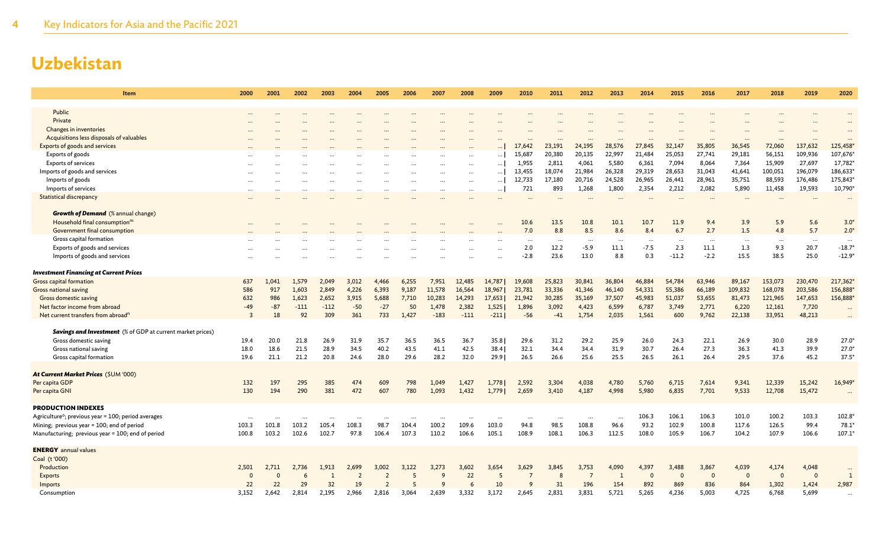# Uzbekistan

| Item | 2000 | 2001 | 2002 | 2003 | 2004 | 2005 | 2006 | 2007 | 2008 | 2009 | 2010 | 2011 | 2012 | 2013 | 2014 | 2015 | 2016 | 2017 | 2018 | 2019 | 2020 |
|---|---|---|---|---|---|---|---|---|---|---|---|---|---|---|---|---|---|---|---|---|---|
| Public | ... | ... | ... | ... | ... | ... | ... | ... | ... | ... | ... | ... | ... | ... | ... | ... | ... | ... | ... | ... | ... |
| Private | ... | ... | ... | ... | ... | ... | ... | ... | ... | ... | ... | ... | ... | ... | ... | ... | ... | ... | ... | ... | ... |
| Changes in inventories | ... | ... | ... | ... | ... | ... | ... | ... | ... | ... | ... | ... | ... | ... | ... | ... | ... | ... | ... | ... | ... |
| Acquisitions less disposals of valuables | ... | ... | ... | ... | ... | ... | ... | ... | ... | ... | ... | ... | ... | ... | ... | ... | ... | ... | ... | ... | ... |
| Exports of goods and services | ... | ... | ... | ... | ... | ... | ... | ... | ... | ... \| | 17,642 | 23,191 | 24,195 | 28,576 | 27,845 | 32,147 | 35,805 | 36,545 | 72,060 | 137,632 | 125,458* |
| Exports of goods | ... | ... | ... | ... | ... | ... | ... | ... | ... | ... \| | 15,687 | 20,380 | 20,135 | 22,997 | 21,484 | 25,053 | 27,741 | 29,181 | 56,151 | 109,936 | 107,676* |
| Exports of services | ... | ... | ... | ... | ... | ... | ... | ... | ... | ... \| | 1,955 | 2,811 | 4,061 | 5,580 | 6,361 | 7,094 | 8,064 | 7,364 | 15,909 | 27,697 | 17,782* |
| Imports of goods and services | ... | ... | ... | ... | ... | ... | ... | ... | ... | ... \| | 13,455 | 18,074 | 21,984 | 26,328 | 29,319 | 28,653 | 31,043 | 41,641 | 100,051 | 196,079 | 186,633* |
| Imports of goods | ... | ... | ... | ... | ... | ... | ... | ... | ... | ... \| | 12,733 | 17,180 | 20,716 | 24,528 | 26,965 | 26,441 | 28,961 | 35,751 | 88,593 | 176,486 | 175,843* |
| Imports of services | ... | ... | ... | ... | ... | ... | ... | ... | ... | ... \| | 721 | 893 | 1,268 | 1,800 | 2,354 | 2,212 | 2,082 | 5,890 | 11,458 | 19,593 | 10,790* |
| Statistical discrepancy | ... | ... | ... | ... | ... | ... | ... | ... | ... | ... | ... | ... | ... | ... | ... | ... | ... | ... | ... | ... | ... |
| ***Growth of Demand*** (% annual change) | | | | | | | | | | | | | | | | | | | | | |
| Household final consumption[m] | ... | ... | ... | ... | ... | ... | ... | ... | ... | ... | 10.6 | 13.5 | 10.8 | 10.1 | 10.7 | 11.9 | 9.4 | 3.9 | 5.9 | 5.6 | 3.0* |
| Government final consumption | ... | ... | ... | ... | ... | ... | ... | ... | ... | ... | 7.0 | 8.8 | 8.5 | 8.6 | 8.4 | 6.7 | 2.7 | 1.5 | 4.8 | 5.7 | 2.0* |
| Gross capital formation | ... | ... | ... | ... | ... | ... | ... | ... | ... | ... | ... | ... | ... | ... | ... | ... | ... | ... | ... | ... | ... |
| Exports of goods and services | ... | ... | ... | ... | ... | ... | ... | ... | ... | ... | 2.0 | 12.2 | -5.9 | 11.1 | -7.5 | 2.3 | 11.1 | 1.3 | 9.3 | 20.7 | -18.7* |
| Imports of goods and services | ... | ... | ... | ... | ... | ... | ... | ... | ... | ... | -2.8 | 23.6 | 13.0 | 8.8 | 0.3 | -11.2 | -2.2 | 15.5 | 38.5 | 25.0 | -12.9* |
| ***Investment Financing at Current Prices*** | | | | | | | | | | | | | | | | | | | | | |
| Gross capital formation | 637 | 1,041 | 1,579 | 2,049 | 3,012 | 4,466 | 6,255 | 7,951 | 12,485 | 14,787 \| | 19,608 | 25,823 | 30,841 | 36,804 | 46,884 | 54,784 | 63,946 | 89,167 | 153,073 | 230,470 | 217,362* |
| Gross national saving | 586 | 917 | 1,603 | 2,849 | 4,226 | 6,393 | 9,187 | 11,578 | 16,564 | 18,967 \| | 23,781 | 33,336 | 41,346 | 46,140 | 54,331 | 55,386 | 66,189 | 109,832 | 168,078 | 203,586 | 156,888* |
| Gross domestic saving | 632 | 986 | 1,623 | 2,652 | 3,915 | 5,688 | 7,710 | 10,283 | 14,293 | 17,653 \| | 21,942 | 30,285 | 35,169 | 37,507 | 45,983 | 51,037 | 53,655 | 81,473 | 121,965 | 147,653 | 156,888* |
| Net factor income from abroad | -49 | -87 | -111 | -112 | -50 | -27 | 50 | 1,478 | 2,382 | 1,525 \| | 1,896 | 3,092 | 4,423 | 6,599 | 6,787 | 3,749 | 2,771 | 6,220 | 12,161 | 7,720 | ... |
| Net current transfers from abroad[n] | 3 | 18 | 92 | 309 | 361 | 733 | 1,427 | -183 | -111 | -211 \| | -56 | -41 | 1,754 | 2,035 | 1,561 | 600 | 9,762 | 22,138 | 33,951 | 48,213 | ... |
| ***Savings and Investment*** (% of GDP at current market prices) | | | | | | | | | | | | | | | | | | | | | |
| Gross domestic saving | 19.4 | 20.0 | 21.8 | 26.9 | 31.9 | 35.7 | 36.5 | 36.5 | 36.7 | 35.8 \| | 29.6 | 31.2 | 29.2 | 25.9 | 26.0 | 24.3 | 22.1 | 26.9 | 30.0 | 28.9 | 27.0* |
| Gross national saving | 18.0 | 18.6 | 21.5 | 28.9 | 34.5 | 40.2 | 43.5 | 41.1 | 42.5 | 38.4 \| | 32.1 | 34.4 | 34.4 | 31.9 | 30.7 | 26.4 | 27.3 | 36.3 | 41.3 | 39.9 | 27.0* |
| Gross capital formation | 19.6 | 21.1 | 21.2 | 20.8 | 24.6 | 28.0 | 29.6 | 28.2 | 32.0 | 29.9 \| | 26.5 | 26.6 | 25.6 | 25.5 | 26.5 | 26.1 | 26.4 | 29.5 | 37.6 | 45.2 | 37.5* |
| ***At Current Market Prices*** (SUM '000) | | | | | | | | | | | | | | | | | | | | | |
| Per capita GDP | 132 | 197 | 295 | 385 | 474 | 609 | 798 | 1,049 | 1,427 | 1,778 \| | 2,592 | 3,304 | 4,038 | 4,780 | 5,760 | 6,715 | 7,614 | 9,341 | 12,339 | 15,242 | 16,949* |
| Per capita GNI | 130 | 194 | 290 | 381 | 472 | 607 | 780 | 1,093 | 1,432 | 1,779 \| | 2,659 | 3,410 | 4,187 | 4,998 | 5,980 | 6,835 | 7,701 | 9,533 | 12,708 | 15,472 | ... |
| **PRODUCTION INDEXES** | | | | | | | | | | | | | | | | | | | | | |
| Agriculture[o]; previous year = 100; period averages | ... | ... | ... | ... | ... | ... | ... | ... | ... | ... | ... | ... | ... | ... | 106.3 | 106.1 | 106.3 | 101.0 | 100.2 | 103.3 | 102.8* |
| Mining; previous year = 100; end of period | 103.3 | 101.8 | 103.2 | 105.4 | 108.3 | 98.7 | 104.4 | 100.2 | 109.6 | 103.0 | 94.8 | 98.5 | 108.8 | 96.6 | 93.2 | 102.9 | 100.8 | 117.6 | 126.5 | 99.4 | 78.1* |
| Manufacturing; previous year = 100; end of period | 100.8 | 103.2 | 102.6 | 102.7 | 97.8 | 106.4 | 107.3 | 110.2 | 106.6 | 105.1 | 108.9 | 108.1 | 106.3 | 112.5 | 108.0 | 105.9 | 106.7 | 104.2 | 107.9 | 106.6 | 107.1* |
| **ENERGY** annual values | | | | | | | | | | | | | | | | | | | | | |
| Coal (t '000) | | | | | | | | | | | | | | | | | | | | | |
| Production | 2,501 | 2,711 | 2,736 | 1,913 | 2,699 | 3,002 | 3,122 | 3,273 | 3,602 | 3,654 | 3,629 | 3,845 | 3,753 | 4,090 | 4,397 | 3,488 | 3,867 | 4,039 | 4,174 | 4,048 | ... |
| Exports | 0 | 0 | 6 | 1 | 2 | 2 | 5 | 9 | 22 | 5 | 7 | 8 | 7 | 1 | 0 | 0 | 0 | 0 | 0 | 0 | 1 |
| Imports | 22 | 22 | 29 | 32 | 19 | 2 | 5 | 9 | 6 | 10 | 9 | 31 | 196 | 154 | 892 | 869 | 836 | 864 | 1,302 | 1,424 | 2,987 |
| Consumption | 3,152 | 2,642 | 2,814 | 2,195 | 2,966 | 2,816 | 3,064 | 2,639 | 3,332 | 3,172 | 2,645 | 2,831 | 3,831 | 5,721 | 5,265 | 4,236 | 5,003 | 4,725 | 6,768 | 5,699 | ... |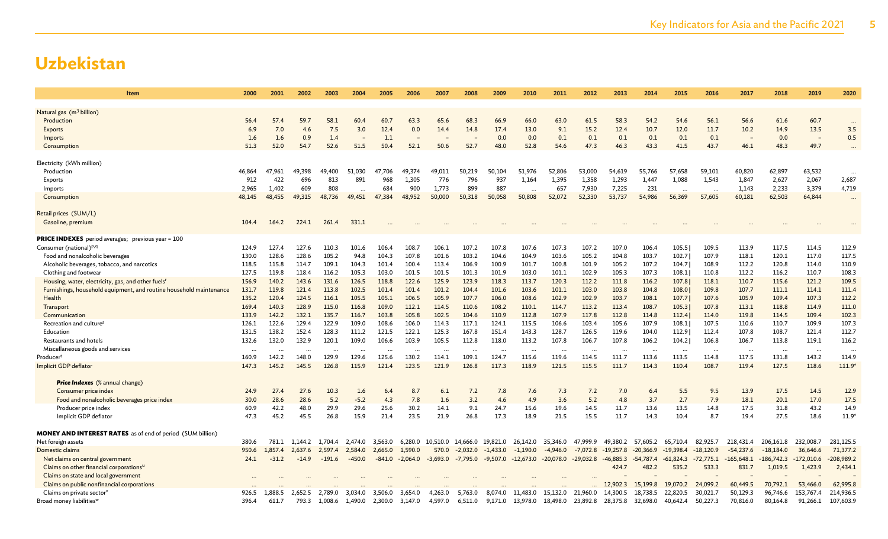# Uzbekistan

| Item | 2000 | 2001 | 2002 | 2003 | 2004 | 2005 | 2006 | 2007 | 2008 | 2009 | 2010 | 2011 | 2012 | 2013 | 2014 | 2015 | 2016 | 2017 | 2018 | 2019 | 2020 |
|---|---|---|---|---|---|---|---|---|---|---|---|---|---|---|---|---|---|---|---|---|---|
| Natural gas (m³ billion) | | | | | | | | | | | | | | | | | | | | | |
| Production | 56.4 | 57.4 | 59.7 | 58.1 | 60.4 | 60.7 | 63.3 | 65.6 | 68.3 | 66.9 | 66.0 | 63.0 | 61.5 | 58.3 | 54.2 | 54.6 | 56.1 | 56.6 | 61.6 | 60.7 | ... |
| Exports | 6.9 | 7.0 | 4.6 | 7.5 | 3.0 | 12.4 | 0.0 | 14.4 | 14.8 | 17.4 | 13.0 | 9.1 | 15.2 | 12.4 | 10.7 | 12.0 | 11.7 | 10.2 | 14.9 | 13.5 | 3.5 |
| Imports | 1.6 | 1.6 | 0.9 | 1.4 | – | 1.1 | – | – | – | 0.0 | 0.0 | 0.1 | 0.1 | 0.1 | 0.1 | 0.1 | 0.1 | – | 0.0 | – | 0.5 |
| Consumption | 51.3 | 52.0 | 54.7 | 52.6 | 51.5 | 50.4 | 52.1 | 50.6 | 52.7 | 48.0 | 52.8 | 54.6 | 47.3 | 46.3 | 43.3 | 41.5 | 43.7 | 46.1 | 48.3 | 49.7 | ... |
| Electricity (kWh million) | | | | | | | | | | | | | | | | | | | | | |
| Production | 46,864 | 47,961 | 49,398 | 49,400 | 51,030 | 47,706 | 49,374 | 49,011 | 50,219 | 50,104 | 51,976 | 52,806 | 53,000 | 54,619 | 55,766 | 57,658 | 59,101 | 60,820 | 62,897 | 63,532 | ... |
| Exports | 912 | 422 | 696 | 813 | 891 | 968 | 1,305 | 776 | 796 | 937 | 1,164 | 1,395 | 1,358 | 1,293 | 1,447 | 1,088 | 1,543 | 1,847 | 2,627 | 2,067 | 2,687 |
| Imports | 2,965 | 1,402 | 609 | 808 | ... | 684 | 900 | 1,773 | 899 | 887 | ... | 657 | 7,930 | 7,225 | 231 | ... | ... | 1,143 | 2,233 | 3,379 | 4,719 |
| Consumption | 48,145 | 48,455 | 49,315 | 48,736 | 49,451 | 47,384 | 48,952 | 50,000 | 50,318 | 50,058 | 50,808 | 52,072 | 52,330 | 53,737 | 54,986 | 56,369 | 57,605 | 60,181 | 62,503 | 64,844 | ... |
| Retail prices (SUM/L) | | | | | | | | | | | | | | | | | | | | | |
| Gasoline, premium | 104.4 | 164.2 | 224.1 | 261.4 | 331.1 | ... | ... | ... | ... | ... | ... | ... | ... | ... | ... | ... | ... | ... | ... | ... | ... |
| **PRICE INDEXES** period averages; previous year = 100 | | | | | | | | | | | | | | | | | | | | | |
| Consumer (national)[p,q] | 124.9 | 127.4 | 127.6 | 110.3 | 101.6 | 106.4 | 108.7 | 106.1 | 107.2 | 107.8 | 107.6 | 107.3 | 107.2 | 107.0 | 106.4 | 105.5 \| | 109.5 | 113.9 | 117.5 | 114.5 | 112.9 |
| Food and nonalcoholic beverages | 130.0 | 128.6 | 128.6 | 105.2 | 94.8 | 104.3 | 107.8 | 101.6 | 103.2 | 104.6 | 104.9 | 103.6 | 105.2 | 104.8 | 103.7 | 102.7 \| | 107.9 | 118.1 | 120.1 | 117.0 | 117.5 |
| Alcoholic beverages, tobacco, and narcotics | 118.5 | 115.8 | 114.7 | 109.1 | 104.3 | 101.4 | 100.4 | 113.4 | 106.9 | 100.9 | 101.7 | 100.8 | 101.9 | 105.2 | 107.2 | 104.7 \| | 108.9 | 112.2 | 120.8 | 114.0 | 110.9 |
| Clothing and footwear | 127.5 | 119.8 | 118.4 | 116.2 | 105.3 | 103.0 | 101.5 | 101.5 | 101.3 | 101.9 | 103.0 | 101.1 | 102.9 | 105.3 | 107.3 | 108.1 \| | 110.8 | 112.2 | 116.2 | 110.7 | 108.3 |
| Housing, water, electricity, gas, and other fuels[r] | 156.9 | 140.2 | 143.6 | 131.6 | 126.5 | 118.8 | 122.6 | 125.9 | 123.9 | 118.3 | 113.7 | 120.3 | 112.2 | 111.8 | 116.2 | 107.8 \| | 118.1 | 110.7 | 115.6 | 121.2 | 109.5 |
| Furnishings, household equipment, and routine household maintenance | 131.7 | 119.8 | 121.4 | 113.8 | 102.5 | 101.4 | 101.4 | 101.2 | 104.4 | 101.6 | 103.6 | 101.1 | 103.0 | 103.8 | 104.8 | 108.0 \| | 109.8 | 107.7 | 111.1 | 114.1 | 111.4 |
| Health | 135.2 | 120.4 | 124.5 | 116.1 | 105.5 | 105.1 | 106.5 | 105.9 | 107.7 | 106.0 | 108.6 | 102.9 | 102.9 | 103.7 | 108.1 | 107.7 \| | 107.6 | 105.9 | 109.4 | 107.3 | 112.2 |
| Transport | 169.4 | 140.3 | 128.9 | 115.0 | 116.8 | 109.0 | 112.1 | 114.5 | 110.6 | 108.2 | 110.1 | 114.7 | 113.2 | 113.4 | 108.7 | 105.3 \| | 107.8 | 113.1 | 118.8 | 114.9 | 111.0 |
| Communication | 133.9 | 142.2 | 132.1 | 135.7 | 116.7 | 103.8 | 105.8 | 102.5 | 104.6 | 110.9 | 112.8 | 107.9 | 117.8 | 112.8 | 114.8 | 112.4 \| | 114.0 | 119.8 | 114.5 | 109.4 | 102.3 |
| Recreation and culture[s] | 126.1 | 122.6 | 129.4 | 122.9 | 109.0 | 108.6 | 106.0 | 114.3 | 117.1 | 124.1 | 115.5 | 106.6 | 103.4 | 105.6 | 107.9 | 108.1 \| | 107.5 | 110.6 | 110.7 | 109.9 | 107.3 |
| Education | 131.5 | 138.2 | 152.4 | 128.3 | 111.2 | 121.5 | 122.1 | 125.3 | 167.8 | 151.4 | 143.3 | 128.7 | 126.5 | 119.6 | 104.0 | 112.9 \| | 112.4 | 107.8 | 108.7 | 121.4 | 112.7 |
| Restaurants and hotels | 132.6 | 132.0 | 132.9 | 120.1 | 109.0 | 106.6 | 103.9 | 105.5 | 112.8 | 118.0 | 113.2 | 107.8 | 106.7 | 107.8 | 106.2 | 104.2 \| | 106.8 | 106.7 | 113.8 | 119.1 | 116.2 |
| Miscellaneous goods and services | ... | ... | ... | ... | ... | ... | ... | ... | ... | ... | ... | ... | ... | ... | ... | ... | ... | ... | ... | ... | ... |
| Producer[t] | 160.9 | 142.2 | 148.0 | 129.9 | 129.6 | 125.6 | 130.2 | 114.1 | 109.1 | 124.7 | 115.6 | 119.6 | 114.5 | 111.7 | 113.6 | 113.5 | 114.8 | 117.5 | 131.8 | 143.2 | 114.9 |
| Implicit GDP deflator | 147.3 | 145.2 | 145.5 | 126.8 | 115.9 | 121.4 | 123.5 | 121.9 | 126.8 | 117.3 | 118.9 | 121.5 | 115.5 | 111.7 | 114.3 | 110.4 | 108.7 | 119.4 | 127.5 | 118.6 | 111.9* |
| ***Price Indexes*** (% annual change) | | | | | | | | | | | | | | | | | | | | | |
| Consumer price index | 24.9 | 27.4 | 27.6 | 10.3 | 1.6 | 6.4 | 8.7 | 6.1 | 7.2 | 7.8 | 7.6 | 7.3 | 7.2 | 7.0 | 6.4 | 5.5 | 9.5 | 13.9 | 17.5 | 14.5 | 12.9 |
| Food and nonalcoholic beverages price index | 30.0 | 28.6 | 28.6 | 5.2 | -5.2 | 4.3 | 7.8 | 1.6 | 3.2 | 4.6 | 4.9 | 3.6 | 5.2 | 4.8 | 3.7 | 2.7 | 7.9 | 18.1 | 20.1 | 17.0 | 17.5 |
| Producer price index | 60.9 | 42.2 | 48.0 | 29.9 | 29.6 | 25.6 | 30.2 | 14.1 | 9.1 | 24.7 | 15.6 | 19.6 | 14.5 | 11.7 | 13.6 | 13.5 | 14.8 | 17.5 | 31.8 | 43.2 | 14.9 |
| Implicit GDP deflator | 47.3 | 45.2 | 45.5 | 26.8 | 15.9 | 21.4 | 23.5 | 21.9 | 26.8 | 17.3 | 18.9 | 21.5 | 15.5 | 11.7 | 14.3 | 10.4 | 8.7 | 19.4 | 27.5 | 18.6 | 11.9* |
| **MONEY AND INTEREST RATES** as of end of period (SUM billion) | | | | | | | | | | | | | | | | | | | | | |
| Net foreign assets | 380.6 | 781.1 | 1,144.2 | 1,704.4 | 2,474.0 | 3,563.0 | 6,280.0 | 10,510.0 | 14,666.0 | 19,821.0 | 26,142.0 | 35,346.0 | 47,999.9 | 49,380.2 | 57,605.2 | 65,710.4 | 82,925.7 | 218,431.4 | 206,161.8 | 232,008.7 | 281,125.5 |
| Domestic claims | 950.6 | 1,857.4 | 2,637.6 | 2,597.4 | 2,584.0 | 2,665.0 | 1,590.0 | 570.0 | -2,032.0 | -1,433.0 | -1,190.0 | -4,946.0 | -7,072.8 | -19,257.8 | -20,366.9 | -19,398.4 | -18,120.9 | -54,237.6 | -18,184.0 | 36,646.6 | 71,377.2 |
| Net claims on central government | 24.1 | -31.2 | -14.9 | -191.6 | -450.0 | -841.0 | -2,064.0 | -3,693.0 | -7,795.0 | -9,507.0 | -12,673.0 | -20,078.0 | -29,032.8 | -46,885.3 | -54,787.4 | -61,824.3 | -72,775.1 | -165,648.1 | -186,742.3 | -172,010.6 | -208,989.2 |
| Claims on other financial corporations[u] | | | | | | | | | | | | | | 424.7 | 482.2 | 535.2 | 533.3 | 831.7 | 1,019.5 | 1,423.9 | 2,434.1 |
| Claims on state and local government | ... | ... | ... | ... | ... | ... | ... | ... | ... | ... | ... | ... | ... | – | – | – | – | – | – | – | – |
| Claims on public nonfinancial corporations | ... | ... | ... | ... | ... | ... | ... | ... | ... | ... | ... | ... | ... | 12,902.3 | 15,199.8 | 19,070.2 | 24,099.2 | 60,449.5 | 70,792.1 | 53,466.0 | 62,995.8 |
| Claims on private sector[v] | 926.5 | 1,888.5 | 2,652.5 | 2,789.0 | 3,034.0 | 3,506.0 | 3,654.0 | 4,263.0 | 5,763.0 | 8,074.0 | 11,483.0 | 15,132.0 | 21,960.0 | 14,300.5 | 18,738.5 | 22,820.5 | 30,021.7 | 50,129.3 | 96,746.6 | 153,767.4 | 214,936.5 |
| Broad money liabilities[w] | 396.4 | 611.7 | 793.3 | 1,008.6 | 1,490.0 | 2,300.0 | 3,147.0 | 4,597.0 | 6,511.0 | 9,171.0 | 13,978.0 | 18,498.0 | 23,892.8 | 28,375.8 | 32,698.0 | 40,642.4 | 50,227.3 | 70,816.0 | 80,164.8 | 91,266.1 | 107,603.9 |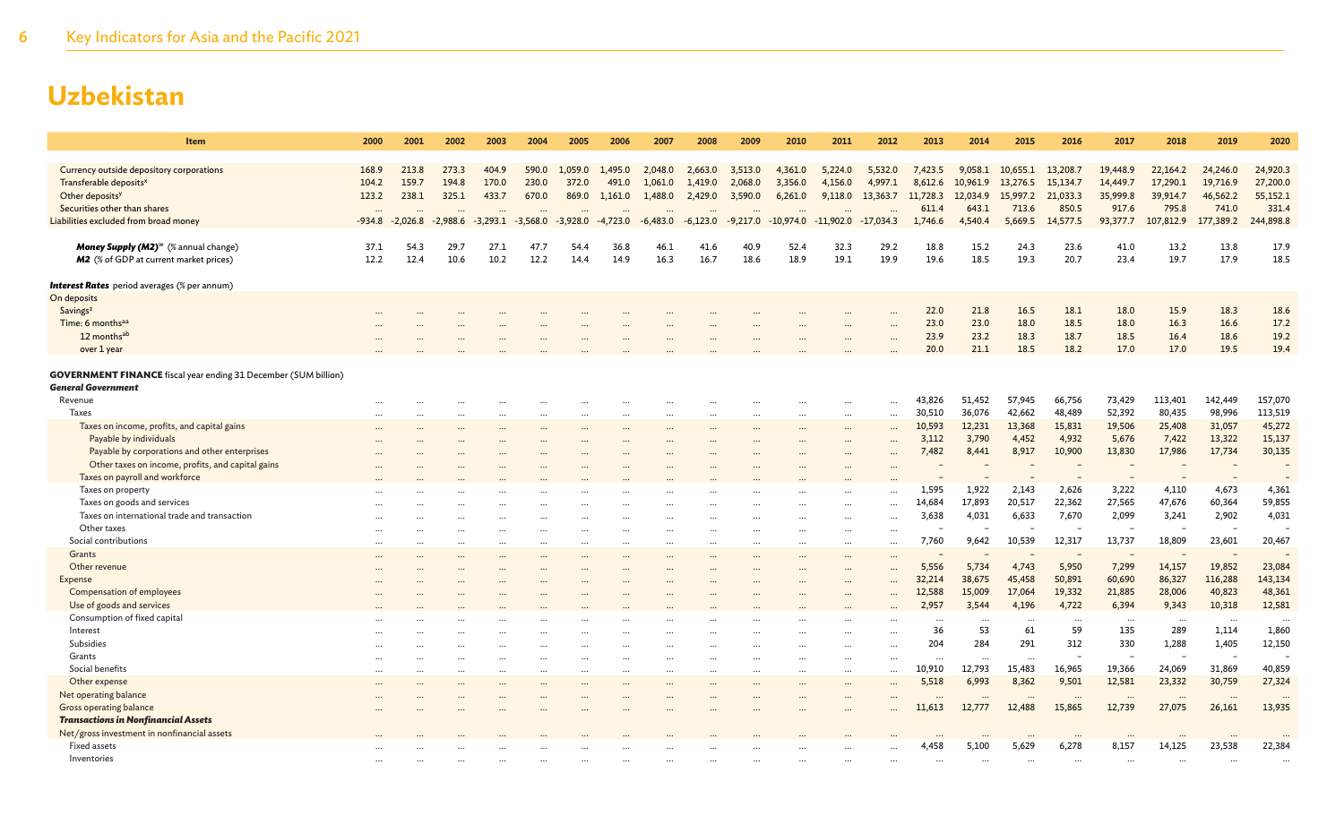# Uzbekistan

| Item | 2000 | 2001 | 2002 | 2003 | 2004 | 2005 | 2006 | 2007 | 2008 | 2009 | 2010 | 2011 | 2012 | 2013 | 2014 | 2015 | 2016 | 2017 | 2018 | 2019 | 2020 |
|---|---|---|---|---|---|---|---|---|---|---|---|---|---|---|---|---|---|---|---|---|---|
| Currency outside depository corporations | 168.9 | 213.8 | 273.3 | 404.9 | 590.0 | 1,059.0 | 1,495.0 | 2,048.0 | 2,663.0 | 3,513.0 | 4,361.0 | 5,224.0 | 5,532.0 | 7,423.5 | 9,058.1 | 10,655.1 | 13,208.7 | 19,448.9 | 22,164.2 | 24,246.0 | 24,920.3 |
| Transferable deposits[x] | 104.2 | 159.7 | 194.8 | 170.0 | 230.0 | 372.0 | 491.0 | 1,061.0 | 1,419.0 | 2,068.0 | 3,356.0 | 4,156.0 | 4,997.1 | 8,612.6 | 10,961.9 | 13,276.5 | 15,134.7 | 14,449.7 | 17,290.1 | 19,716.9 | 27,200.0 |
| Other deposits[y] | 123.2 | 238.1 | 325.1 | 433.7 | 670.0 | 869.0 | 1,161.0 | 1,488.0 | 2,429.0 | 3,590.0 | 6,261.0 | 9,118.0 | 13,363.7 | 11,728.3 | 12,034.9 | 15,997.2 | 21,033.3 | 35,999.8 | 39,914.7 | 46,562.2 | 55,152.1 |
| Securities other than shares | ... | ... | ... | ... | ... | ... | ... | ... | ... | ... | ... | ... | ... | 611.4 | 643.1 | 713.6 | 850.5 | 917.6 | 795.8 | 741.0 | 331.4 |
| Liabilities excluded from broad money | -934.8 | -2,026.8 | -2,988.6 | -3,293.1 | -3,568.0 | -3,928.0 | -4,723.0 | -6,483.0 | -6,123.0 | -9,217.0 | -10,974.0 | -11,902.0 | -17,034.3 | 1,746.6 | 4,540.4 | 5,669.5 | 14,577.5 | 93,377.7 | 107,812.9 | 177,389.2 | 244,898.8 |
| ***Money Supply (M2)***[w] (% annual change) | 37.1 | 54.3 | 29.7 | 27.1 | 47.7 | 54.4 | 36.8 | 46.1 | 41.6 | 40.9 | 52.4 | 32.3 | 29.2 | 18.8 | 15.2 | 24.3 | 23.6 | 41.0 | 13.2 | 13.8 | 17.9 |
| ***M2*** (% of GDP at current market prices) | 12.2 | 12.4 | 10.6 | 10.2 | 12.2 | 14.4 | 14.9 | 16.3 | 16.7 | 18.6 | 18.9 | 19.1 | 19.9 | 19.6 | 18.5 | 19.3 | 20.7 | 23.4 | 19.7 | 17.9 | 18.5 |
| ***Interest Rates*** period averages (% per annum) | | | | | | | | | | | | | | | | | | | | | |
| On deposits | | | | | | | | | | | | | | | | | | | | | |
| Savings[z] | ... | ... | ... | ... | ... | ... | ... | ... | ... | ... | ... | ... | ... | 22.0 | 21.8 | 16.5 | 18.1 | 18.0 | 15.9 | 18.3 | 18.6 |
| Time: 6 months[aa] | ... | ... | ... | ... | ... | ... | ... | ... | ... | ... | ... | ... | ... | 23.0 | 23.0 | 18.0 | 18.5 | 18.0 | 16.3 | 16.6 | 17.2 |
| 12 months[ab] | ... | ... | ... | ... | ... | ... | ... | ... | ... | ... | ... | ... | ... | 23.9 | 23.2 | 18.3 | 18.7 | 18.5 | 16.4 | 18.6 | 19.2 |
| over 1 year | ... | ... | ... | ... | ... | ... | ... | ... | ... | ... | ... | ... | ... | 20.0 | 21.1 | 18.5 | 18.2 | 17.0 | 17.0 | 19.5 | 19.4 |
| **GOVERNMENT FINANCE** fiscal year ending 31 December (SUM billion) | | | | | | | | | | | | | | | | | | | | | |
| ***General Government*** | | | | | | | | | | | | | | | | | | | | | |
| Revenue | ... | ... | ... | ... | ... | ... | ... | ... | ... | ... | ... | ... | ... | 43,826 | 51,452 | 57,945 | 66,756 | 73,429 | 113,401 | 142,449 | 157,070 |
| Taxes | ... | ... | ... | ... | ... | ... | ... | ... | ... | ... | ... | ... | ... | 30,510 | 36,076 | 42,662 | 48,489 | 52,392 | 80,435 | 98,996 | 113,519 |
| Taxes on income, profits, and capital gains | ... | ... | ... | ... | ... | ... | ... | ... | ... | ... | ... | ... | ... | 10,593 | 12,231 | 13,368 | 15,831 | 19,506 | 25,408 | 31,057 | 45,272 |
| Payable by individuals | ... | ... | ... | ... | ... | ... | ... | ... | ... | ... | ... | ... | ... | 3,112 | 3,790 | 4,452 | 4,932 | 5,676 | 7,422 | 13,322 | 15,137 |
| Payable by corporations and other enterprises | ... | ... | ... | ... | ... | ... | ... | ... | ... | ... | ... | ... | ... | 7,482 | 8,441 | 8,917 | 10,900 | 13,830 | 17,986 | 17,734 | 30,135 |
| Other taxes on income, profits, and capital gains | ... | ... | ... | ... | ... | ... | ... | ... | ... | ... | ... | ... | ... | – | – | – | – | – | – | – | – |
| Taxes on payroll and workforce | ... | ... | ... | ... | ... | ... | ... | ... | ... | ... | ... | ... | ... | – | – | – | – | – | – | – | – |
| Taxes on property | ... | ... | ... | ... | ... | ... | ... | ... | ... | ... | ... | ... | ... | 1,595 | 1,922 | 2,143 | 2,626 | 3,222 | 4,110 | 4,673 | 4,361 |
| Taxes on goods and services | ... | ... | ... | ... | ... | ... | ... | ... | ... | ... | ... | ... | ... | 14,684 | 17,893 | 20,517 | 22,362 | 27,565 | 47,676 | 60,364 | 59,855 |
| Taxes on international trade and transaction | ... | ... | ... | ... | ... | ... | ... | ... | ... | ... | ... | ... | ... | 3,638 | 4,031 | 6,633 | 7,670 | 2,099 | 3,241 | 2,902 | 4,031 |
| Other taxes | ... | ... | ... | ... | ... | ... | ... | ... | ... | ... | ... | ... | ... | – | – | – | – | – | – | – | – |
| Social contributions | ... | ... | ... | ... | ... | ... | ... | ... | ... | ... | ... | ... | ... | 7,760 | 9,642 | 10,539 | 12,317 | 13,737 | 18,809 | 23,601 | 20,467 |
| Grants | ... | ... | ... | ... | ... | ... | ... | ... | ... | ... | ... | ... | ... | – | – | – | – | – | – | – | – |
| Other revenue | ... | ... | ... | ... | ... | ... | ... | ... | ... | ... | ... | ... | ... | 5,556 | 5,734 | 4,743 | 5,950 | 7,299 | 14,157 | 19,852 | 23,084 |
| Expense | ... | ... | ... | ... | ... | ... | ... | ... | ... | ... | ... | ... | ... | 32,214 | 38,675 | 45,458 | 50,891 | 60,690 | 86,327 | 116,288 | 143,134 |
| Compensation of employees | ... | ... | ... | ... | ... | ... | ... | ... | ... | ... | ... | ... | ... | 12,588 | 15,009 | 17,064 | 19,332 | 21,885 | 28,006 | 40,823 | 48,361 |
| Use of goods and services | ... | ... | ... | ... | ... | ... | ... | ... | ... | ... | ... | ... | ... | 2,957 | 3,544 | 4,196 | 4,722 | 6,394 | 9,343 | 10,318 | 12,581 |
| Consumption of fixed capital | ... | ... | ... | ... | ... | ... | ... | ... | ... | ... | ... | ... | ... | ... | ... | ... | ... | ... | ... | ... | ... |
| Interest | ... | ... | ... | ... | ... | ... | ... | ... | ... | ... | ... | ... | ... | 36 | 53 | 61 | 59 | 135 | 289 | 1,114 | 1,860 |
| Subsidies | ... | ... | ... | ... | ... | ... | ... | ... | ... | ... | ... | ... | ... | 204 | 284 | 291 | 312 | 330 | 1,288 | 1,405 | 12,150 |
| Grants | ... | ... | ... | ... | ... | ... | ... | ... | ... | ... | ... | ... | ... | ... | ... | ... | – | – | – | – | – |
| Social benefits | ... | ... | ... | ... | ... | ... | ... | ... | ... | ... | ... | ... | ... | 10,910 | 12,793 | 15,483 | 16,965 | 19,366 | 24,069 | 31,869 | 40,859 |
| Other expense | ... | ... | ... | ... | ... | ... | ... | ... | ... | ... | ... | ... | ... | 5,518 | 6,993 | 8,362 | 9,501 | 12,581 | 23,332 | 30,759 | 27,324 |
| Net operating balance | ... | ... | ... | ... | ... | ... | ... | ... | ... | ... | ... | ... | ... | ... | ... | ... | ... | ... | ... | ... | ... |
| Gross operating balance | ... | ... | ... | ... | ... | ... | ... | ... | ... | ... | ... | ... | ... | 11,613 | 12,777 | 12,488 | 15,865 | 12,739 | 27,075 | 26,161 | 13,935 |
| ***Transactions in Nonfinancial Assets*** | | | | | | | | | | | | | | | | | | | | | |
| Net/gross investment in nonfinancial assets | ... | ... | ... | ... | ... | ... | ... | ... | ... | ... | ... | ... | ... | ... | ... | ... | ... | ... | ... | ... | ... |
| Fixed assets | ... | ... | ... | ... | ... | ... | ... | ... | ... | ... | ... | ... | ... | 4,458 | 5,100 | 5,629 | 6,278 | 8,157 | 14,125 | 23,538 | 22,384 |
| Inventories | ... | ... | ... | ... | ... | ... | ... | ... | ... | ... | ... | ... | ... | ... | ... | ... | ... | ... | ... | ... | ... |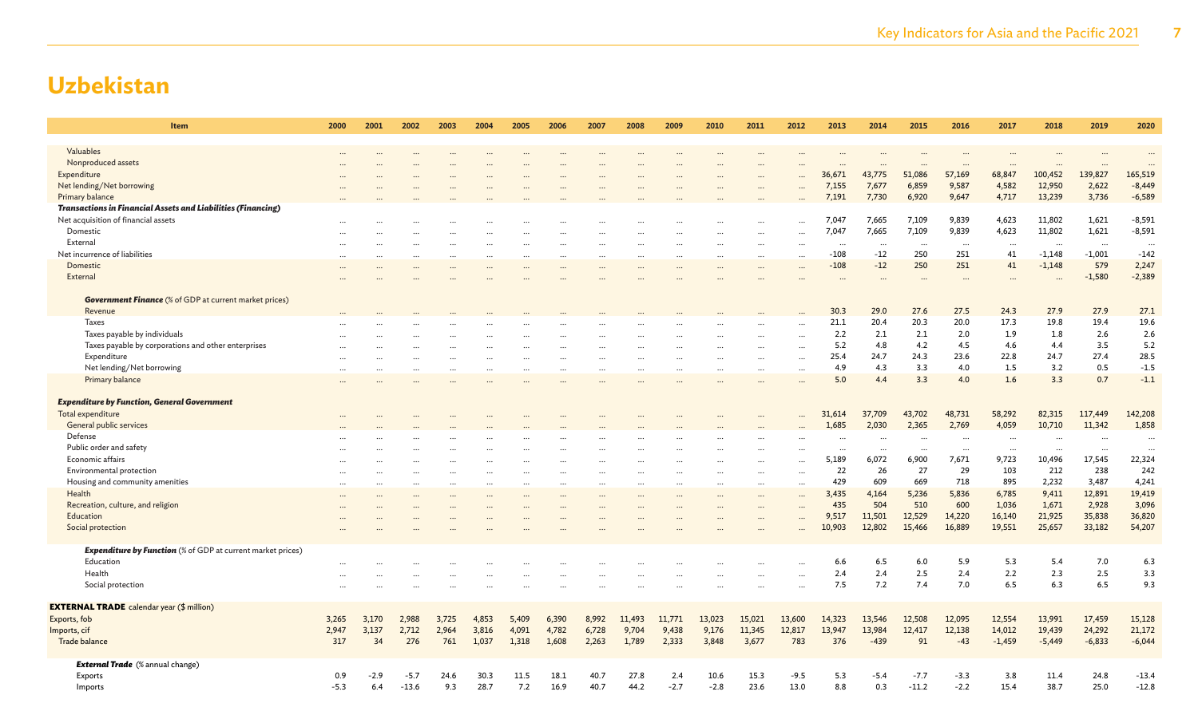# Uzbekistan

| Item | 2000 | 2001 | 2002 | 2003 | 2004 | 2005 | 2006 | 2007 | 2008 | 2009 | 2010 | 2011 | 2012 | 2013 | 2014 | 2015 | 2016 | 2017 | 2018 | 2019 | 2020 |
|---|---|---|---|---|---|---|---|---|---|---|---|---|---|---|---|---|---|---|---|---|---|
| Valuables | ... | ... | ... | ... | ... | ... | ... | ... | ... | ... | ... | ... | ... | ... | ... | ... | ... | ... | ... | ... | ... |
| Nonproduced assets | ... | ... | ... | ... | ... | ... | ... | ... | ... | ... | ... | ... | ... | ... | ... | ... | ... | ... | ... | ... | ... |
| Expenditure | ... | ... | ... | ... | ... | ... | ... | ... | ... | ... | ... | ... | ... | 36,671 | 43,775 | 51,086 | 57,169 | 68,847 | 100,452 | 139,827 | 165,519 |
| Net lending/Net borrowing | ... | ... | ... | ... | ... | ... | ... | ... | ... | ... | ... | ... | ... | 7,155 | 7,677 | 6,859 | 9,587 | 4,582 | 12,950 | 2,622 | -8,449 |
| Primary balance | ... | ... | ... | ... | ... | ... | ... | ... | ... | ... | ... | ... | ... | 7,191 | 7,730 | 6,920 | 9,647 | 4,717 | 13,239 | 3,736 | -6,589 |
| ***Transactions in Financial Assets and Liabilities (Financing)*** | | | | | | | | | | | | | | | | | | | | | |
| Net acquisition of financial assets | ... | ... | ... | ... | ... | ... | ... | ... | ... | ... | ... | ... | ... | 7,047 | 7,665 | 7,109 | 9,839 | 4,623 | 11,802 | 1,621 | -8,591 |
| Domestic | ... | ... | ... | ... | ... | ... | ... | ... | ... | ... | ... | ... | ... | 7,047 | 7,665 | 7,109 | 9,839 | 4,623 | 11,802 | 1,621 | -8,591 |
| External | ... | ... | ... | ... | ... | ... | ... | ... | ... | ... | ... | ... | ... | ... | ... | ... | ... | ... | ... | ... | ... |
| Net incurrence of liabilities | ... | ... | ... | ... | ... | ... | ... | ... | ... | ... | ... | ... | ... | -108 | -12 | 250 | 251 | 41 | -1,148 | -1,001 | -142 |
| Domestic | ... | ... | ... | ... | ... | ... | ... | ... | ... | ... | ... | ... | ... | -108 | -12 | 250 | 251 | 41 | -1,148 | 579 | 2,247 |
| External | ... | ... | ... | ... | ... | ... | ... | ... | ... | ... | ... | ... | ... | ... | ... | ... | ... | ... | ... | -1,580 | -2,389 |
| ***Government Finance*** (% of GDP at current market prices) | | | | | | | | | | | | | | | | | | | | | |
| Revenue | ... | ... | ... | ... | ... | ... | ... | ... | ... | ... | ... | ... | ... | 30.3 | 29.0 | 27.6 | 27.5 | 24.3 | 27.9 | 27.9 | 27.1 |
| Taxes | ... | ... | ... | ... | ... | ... | ... | ... | ... | ... | ... | ... | ... | 21.1 | 20.4 | 20.3 | 20.0 | 17.3 | 19.8 | 19.4 | 19.6 |
| Taxes payable by individuals | ... | ... | ... | ... | ... | ... | ... | ... | ... | ... | ... | ... | ... | 2.2 | 2.1 | 2.1 | 2.0 | 1.9 | 1.8 | 2.6 | 2.6 |
| Taxes payable by corporations and other enterprises | ... | ... | ... | ... | ... | ... | ... | ... | ... | ... | ... | ... | ... | 5.2 | 4.8 | 4.2 | 4.5 | 4.6 | 4.4 | 3.5 | 5.2 |
| Expenditure | ... | ... | ... | ... | ... | ... | ... | ... | ... | ... | ... | ... | ... | 25.4 | 24.7 | 24.3 | 23.6 | 22.8 | 24.7 | 27.4 | 28.5 |
| Net lending/Net borrowing | ... | ... | ... | ... | ... | ... | ... | ... | ... | ... | ... | ... | ... | 4.9 | 4.3 | 3.3 | 4.0 | 1.5 | 3.2 | 0.5 | -1.5 |
| Primary balance | ... | ... | ... | ... | ... | ... | ... | ... | ... | ... | ... | ... | ... | 5.0 | 4.4 | 3.3 | 4.0 | 1.6 | 3.3 | 0.7 | -1.1 |
| ***Expenditure by Function, General Government*** | | | | | | | | | | | | | | | | | | | | | |
| Total expenditure | ... | ... | ... | ... | ... | ... | ... | ... | ... | ... | ... | ... | ... | 31,614 | 37,709 | 43,702 | 48,731 | 58,292 | 82,315 | 117,449 | 142,208 |
| General public services | ... | ... | ... | ... | ... | ... | ... | ... | ... | ... | ... | ... | ... | 1,685 | 2,030 | 2,365 | 2,769 | 4,059 | 10,710 | 11,342 | 1,858 |
| Defense | ... | ... | ... | ... | ... | ... | ... | ... | ... | ... | ... | ... | ... | ... | ... | ... | ... | ... | ... | ... | ... |
| Public order and safety | ... | ... | ... | ... | ... | ... | ... | ... | ... | ... | ... | ... | ... | ... | ... | ... | ... | ... | ... | ... | ... |
| Economic affairs | ... | ... | ... | ... | ... | ... | ... | ... | ... | ... | ... | ... | ... | 5,189 | 6,072 | 6,900 | 7,671 | 9,723 | 10,496 | 17,545 | 22,324 |
| Environmental protection | ... | ... | ... | ... | ... | ... | ... | ... | ... | ... | ... | ... | ... | 22 | 26 | 27 | 29 | 103 | 212 | 238 | 242 |
| Housing and community amenities | ... | ... | ... | ... | ... | ... | ... | ... | ... | ... | ... | ... | ... | 429 | 609 | 669 | 718 | 895 | 2,232 | 3,487 | 4,241 |
| Health | ... | ... | ... | ... | ... | ... | ... | ... | ... | ... | ... | ... | ... | 3,435 | 4,164 | 5,236 | 5,836 | 6,785 | 9,411 | 12,891 | 19,419 |
| Recreation, culture, and religion | ... | ... | ... | ... | ... | ... | ... | ... | ... | ... | ... | ... | ... | 435 | 504 | 510 | 600 | 1,036 | 1,671 | 2,928 | 3,096 |
| Education | ... | ... | ... | ... | ... | ... | ... | ... | ... | ... | ... | ... | ... | 9,517 | 11,501 | 12,529 | 14,220 | 16,140 | 21,925 | 35,838 | 36,820 |
| Social protection | ... | ... | ... | ... | ... | ... | ... | ... | ... | ... | ... | ... | ... | 10,903 | 12,802 | 15,466 | 16,889 | 19,551 | 25,657 | 33,182 | 54,207 |
| ***Expenditure by Function*** (% of GDP at current market prices) | | | | | | | | | | | | | | | | | | | | | |
| Education | ... | ... | ... | ... | ... | ... | ... | ... | ... | ... | ... | ... | ... | 6.6 | 6.5 | 6.0 | 5.9 | 5.3 | 5.4 | 7.0 | 6.3 |
| Health | ... | ... | ... | ... | ... | ... | ... | ... | ... | ... | ... | ... | ... | 2.4 | 2.4 | 2.5 | 2.4 | 2.2 | 2.3 | 2.5 | 3.3 |
| Social protection | ... | ... | ... | ... | ... | ... | ... | ... | ... | ... | ... | ... | ... | 7.5 | 7.2 | 7.4 | 7.0 | 6.5 | 6.3 | 6.5 | 9.3 |
| **EXTERNAL TRADE** calendar year ($ million) | | | | | | | | | | | | | | | | | | | | | |
| Exports, fob | 3,265 | 3,170 | 2,988 | 3,725 | 4,853 | 5,409 | 6,390 | 8,992 | 11,493 | 11,771 | 13,023 | 15,021 | 13,600 | 14,323 | 13,546 | 12,508 | 12,095 | 12,554 | 13,991 | 17,459 | 15,128 |
| Imports, cif | 2,947 | 3,137 | 2,712 | 2,964 | 3,816 | 4,091 | 4,782 | 6,728 | 9,704 | 9,438 | 9,176 | 11,345 | 12,817 | 13,947 | 13,984 | 12,417 | 12,138 | 14,012 | 19,439 | 24,292 | 21,172 |
| Trade balance | 317 | 34 | 276 | 761 | 1,037 | 1,318 | 1,608 | 2,263 | 1,789 | 2,333 | 3,848 | 3,677 | 783 | 376 | -439 | 91 | -43 | -1,459 | -5,449 | -6,833 | -6,044 |
| ***External Trade*** (% annual change) | | | | | | | | | | | | | | | | | | | | | |
| Exports | 0.9 | -2.9 | -5.7 | 24.6 | 30.3 | 11.5 | 18.1 | 40.7 | 27.8 | 2.4 | 10.6 | 15.3 | -9.5 | 5.3 | -5.4 | -7.7 | -3.3 | 3.8 | 11.4 | 24.8 | -13.4 |
| Imports | -5.3 | 6.4 | -13.6 | 9.3 | 28.7 | 7.2 | 16.9 | 40.7 | 44.2 | -2.7 | -2.8 | 23.6 | 13.0 | 8.8 | 0.3 | -11.2 | -2.2 | 15.4 | 38.7 | 25.0 | -12.8 |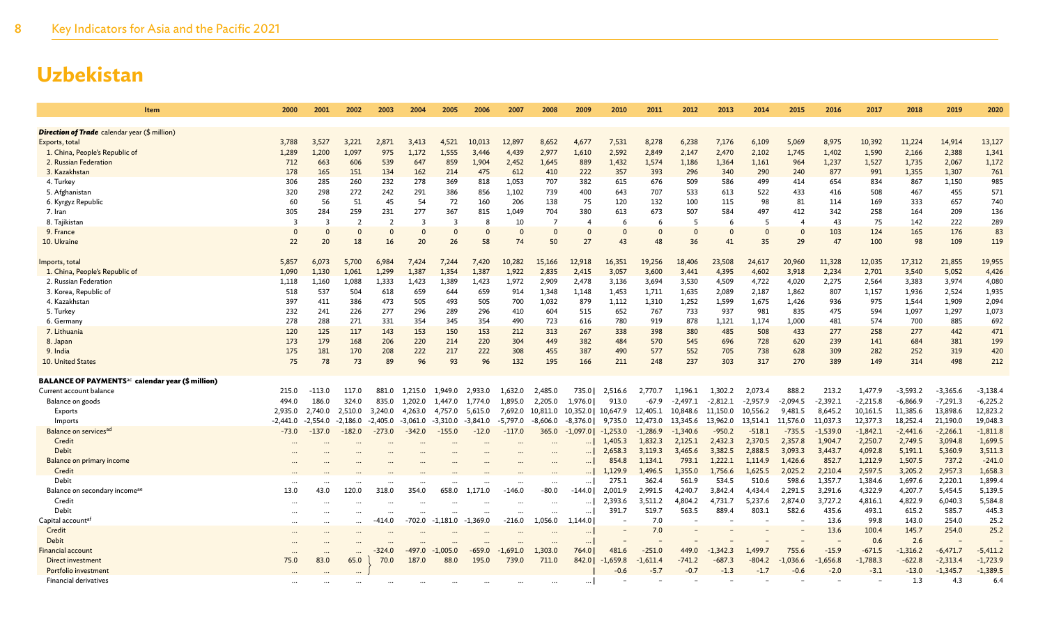# Uzbekistan

| Item | 2000 | 2001 | 2002 | 2003 | 2004 | 2005 | 2006 | 2007 | 2008 | 2009 | 2010 | 2011 | 2012 | 2013 | 2014 | 2015 | 2016 | 2017 | 2018 | 2019 | 2020 |
|---|---|---|---|---|---|---|---|---|---|---|---|---|---|---|---|---|---|---|---|---|---|
| ***Direction of Trade*** calendar year ($ million) | | | | | | | | | | | | | | | | | | | | | |
| Exports, total | 3,788 | 3,527 | 3,221 | 2,871 | 3,413 | 4,521 | 10,013 | 12,897 | 8,652 | 4,677 | 7,531 | 8,278 | 6,238 | 7,176 | 6,109 | 5,069 | 8,975 | 10,392 | 11,224 | 14,914 | 13,127 |
| 1. China, People's Republic of | 1,289 | 1,200 | 1,097 | 975 | 1,172 | 1,555 | 3,446 | 4,439 | 2,977 | 1,610 | 2,592 | 2,849 | 2,147 | 2,470 | 2,102 | 1,745 | 1,402 | 1,590 | 2,166 | 2,388 | 1,341 |
| 2. Russian Federation | 712 | 663 | 606 | 539 | 647 | 859 | 1,904 | 2,452 | 1,645 | 889 | 1,432 | 1,574 | 1,186 | 1,364 | 1,161 | 964 | 1,237 | 1,527 | 1,735 | 2,067 | 1,172 |
| 3. Kazakhstan | 178 | 165 | 151 | 134 | 162 | 214 | 475 | 612 | 410 | 222 | 357 | 393 | 296 | 340 | 290 | 240 | 877 | 991 | 1,355 | 1,307 | 761 |
| 4. Turkey | 306 | 285 | 260 | 232 | 278 | 369 | 818 | 1,053 | 707 | 382 | 615 | 676 | 509 | 586 | 499 | 414 | 654 | 834 | 867 | 1,150 | 985 |
| 5. Afghanistan | 320 | 298 | 272 | 242 | 291 | 386 | 856 | 1,102 | 739 | 400 | 643 | 707 | 533 | 613 | 522 | 433 | 416 | 508 | 467 | 455 | 571 |
| 6. Kyrgyz Republic | 60 | 56 | 51 | 45 | 54 | 72 | 160 | 206 | 138 | 75 | 120 | 132 | 100 | 115 | 98 | 81 | 114 | 169 | 333 | 657 | 740 |
| 7. Iran | 305 | 284 | 259 | 231 | 277 | 367 | 815 | 1,049 | 704 | 380 | 613 | 673 | 507 | 584 | 497 | 412 | 342 | 258 | 164 | 209 | 136 |
| 8. Tajikistan | 3 | 3 | 2 | 2 | 3 | 3 | 8 | 10 | 7 | 4 | 6 | 6 | 5 | 6 | 5 | 4 | 43 | 75 | 142 | 222 | 289 |
| 9. France | 0 | 0 | 0 | 0 | 0 | 0 | 0 | 0 | 0 | 0 | 0 | 0 | 0 | 0 | 0 | 0 | 103 | 124 | 165 | 176 | 83 |
| 10. Ukraine | 22 | 20 | 18 | 16 | 20 | 26 | 58 | 74 | 50 | 27 | 43 | 48 | 36 | 41 | 35 | 29 | 47 | 100 | 98 | 109 | 119 |
| Imports, total | 5,857 | 6,073 | 5,700 | 6,984 | 7,424 | 7,244 | 7,420 | 10,282 | 15,166 | 12,918 | 16,351 | 19,256 | 18,406 | 23,508 | 24,617 | 20,960 | 11,328 | 12,035 | 17,312 | 21,855 | 19,955 |
| 1. China, People's Republic of | 1,090 | 1,130 | 1,061 | 1,299 | 1,387 | 1,354 | 1,387 | 1,922 | 2,835 | 2,415 | 3,057 | 3,600 | 3,441 | 4,395 | 4,602 | 3,918 | 2,234 | 2,701 | 3,540 | 5,052 | 4,426 |
| 2. Russian Federation | 1,118 | 1,160 | 1,088 | 1,333 | 1,423 | 1,389 | 1,423 | 1,972 | 2,909 | 2,478 | 3,136 | 3,694 | 3,530 | 4,509 | 4,722 | 4,020 | 2,275 | 2,564 | 3,383 | 3,974 | 4,080 |
| 3. Korea, Republic of | 518 | 537 | 504 | 618 | 659 | 644 | 659 | 914 | 1,348 | 1,148 | 1,453 | 1,711 | 1,635 | 2,089 | 2,187 | 1,862 | 807 | 1,157 | 1,936 | 2,524 | 1,935 |
| 4. Kazakhstan | 397 | 411 | 386 | 473 | 505 | 493 | 505 | 700 | 1,032 | 879 | 1,112 | 1,310 | 1,252 | 1,599 | 1,675 | 1,426 | 936 | 975 | 1,544 | 1,909 | 2,094 |
| 5. Turkey | 232 | 241 | 226 | 277 | 296 | 289 | 296 | 410 | 604 | 515 | 652 | 767 | 733 | 937 | 981 | 835 | 475 | 594 | 1,097 | 1,297 | 1,073 |
| 6. Germany | 278 | 288 | 271 | 331 | 354 | 345 | 354 | 490 | 723 | 616 | 780 | 919 | 878 | 1,121 | 1,174 | 1,000 | 481 | 574 | 700 | 885 | 692 |
| 7. Lithuania | 120 | 125 | 117 | 143 | 153 | 150 | 153 | 212 | 313 | 267 | 338 | 398 | 380 | 485 | 508 | 433 | 277 | 258 | 277 | 442 | 471 |
| 8. Japan | 173 | 179 | 168 | 206 | 220 | 214 | 220 | 304 | 449 | 382 | 484 | 570 | 545 | 696 | 728 | 620 | 239 | 141 | 684 | 381 | 199 |
| 9. India | 175 | 181 | 170 | 208 | 222 | 217 | 222 | 308 | 455 | 387 | 490 | 577 | 552 | 705 | 738 | 628 | 309 | 282 | 252 | 319 | 420 |
| 10. United States | 75 | 78 | 73 | 89 | 96 | 93 | 96 | 132 | 195 | 166 | 211 | 248 | 237 | 303 | 317 | 270 | 389 | 149 | 314 | 498 | 212 |
| **BALANCE OF PAYMENTS**[ac] **calendar year ($ million)** | | | | | | | | | | | | | | | | | | | | | |
| Current account balance | 215.0 | -113.0 | 117.0 | 881.0 | 1,215.0 | 1,949.0 | 2,933.0 | 1,632.0 | 2,485.0 | 735.0 | 2,516.6 | 2,770.7 | 1,196.1 | 1,302.2 | 2,073.4 | 888.2 | 213.2 | 1,477.9 | -3,593.2 | -3,365.6 | -3,138.4 |
| Balance on goods | 494.0 | 186.0 | 324.0 | 835.0 | 1,202.0 | 1,447.0 | 1,774.0 | 1,895.0 | 2,205.0 | 1,976.0 | 913.0 | -67.9 | -2,497.1 | -2,812.1 | -2,957.9 | -2,094.5 | -2,392.1 | -2,215.8 | -6,866.9 | -7,291.3 | -6,225.2 |
| Exports | 2,935.0 | 2,740.0 | 2,510.0 | 3,240.0 | 4,263.0 | 4,757.0 | 5,615.0 | 7,692.0 | 10,811.0 | 10,352.0 | 10,647.9 | 12,405.1 | 10,848.6 | 11,150.0 | 10,556.2 | 9,481.5 | 8,645.2 | 10,161.5 | 11,385.6 | 13,898.6 | 12,823.2 |
| Imports | -2,441.0 | -2,554.0 | -2,186.0 | -2,405.0 | -3,061.0 | -3,310.0 | -3,841.0 | -5,797.0 | -8,606.0 | -8,376.0 | 9,735.0 | 12,473.0 | 13,345.6 | 13,962.0 | 13,514.1 | 11,576.0 | 11,037.3 | 12,377.3 | 18,252.4 | 21,190.0 | 19,048.3 |
| Balance on services[ad] | -73.0 | -137.0 | -182.0 | -273.0 | -342.0 | -155.0 | -12.0 | -117.0 | 365.0 | -1,097.0 | -1,253.0 | -1,286.9 | -1,340.6 | -950.2 | -518.1 | -735.5 | -1,539.0 | -1,842.1 | -2,441.6 | -2,266.1 | -1,811.8 |
| Credit | ... | ... | ... | ... | ... | ... | ... | ... | ... | ... | 1,405.3 | 1,832.3 | 2,125.1 | 2,432.3 | 2,370.5 | 2,357.8 | 1,904.7 | 2,250.7 | 2,749.5 | 3,094.8 | 1,699.5 |
| Debit | ... | ... | ... | ... | ... | ... | ... | ... | ... | ... | 2,658.3 | 3,119.3 | 3,465.6 | 3,382.5 | 2,888.5 | 3,093.3 | 3,443.7 | 4,092.8 | 5,191.1 | 5,360.9 | 3,511.3 |
| Balance on primary income | ... | ... | ... | ... | ... | ... | ... | ... | ... | ... | 854.8 | 1,134.1 | 793.1 | 1,222.1 | 1,114.9 | 1,426.6 | 852.7 | 1,212.9 | 1,507.5 | 737.2 | -241.0 |
| Credit | ... | ... | ... | ... | ... | ... | ... | ... | ... | ... | 1,129.9 | 1,496.5 | 1,355.0 | 1,756.6 | 1,625.5 | 2,025.2 | 2,210.4 | 2,597.5 | 3,205.2 | 2,957.3 | 1,658.3 |
| Debit | ... | ... | ... | ... | ... | ... | ... | ... | ... | ... | 275.1 | 362.4 | 561.9 | 534.5 | 510.6 | 598.6 | 1,357.7 | 1,384.6 | 1,697.6 | 2,220.1 | 1,899.4 |
| Balance on secondary income[ae] | 13.0 | 43.0 | 120.0 | 318.0 | 354.0 | 658.0 | 1,171.0 | -146.0 | -80.0 | -144.0 | 2,001.9 | 2,991.5 | 4,240.7 | 3,842.4 | 4,434.4 | 2,291.5 | 3,291.6 | 4,322.9 | 4,207.7 | 5,454.5 | 5,139.5 |
| Credit | ... | ... | ... | ... | ... | ... | ... | ... | ... | ... | 2,393.6 | 3,511.2 | 4,804.2 | 4,731.7 | 5,237.6 | 2,874.0 | 3,727.2 | 4,816.1 | 4,822.9 | 6,040.3 | 5,584.8 |
| Debit | ... | ... | ... | ... | ... | ... | ... | ... | ... | ... | 391.7 | 519.7 | 563.5 | 889.4 | 803.1 | 582.6 | 435.6 | 493.1 | 615.2 | 585.7 | 445.3 |
| Capital account[af] | ... | ... | ... | -414.0 | -702.0 | -1,181.0 | -1,369.0 | -216.0 | 1,056.0 | 1,144.0 | – | 7.0 | – | – | – | – | 13.6 | 99.8 | 143.0 | 254.0 | 25.2 |
| Credit | ... | ... | ... | ... | ... | ... | ... | ... | ... | ... | – | 7.0 | – | – | – | – | 13.6 | 100.4 | 145.7 | 254.0 | 25.2 |
| Debit | ... | ... | ... | ... | ... | ... | ... | ... | ... | ... | – | – | – | – | – | – | – | 0.6 | 2.6 | – | – |
| Financial account | ... | ... | ... | -324.0 | -497.0 | -1,005.0 | -659.0 | -1,691.0 | 1,303.0 | 764.0 | 481.6 | -251.0 | 449.0 | -1,342.3 | 1,499.7 | 755.6 | -15.9 | -671.5 | -1,316.2 | -6,471.7 | -5,411.2 |
| Direct investment | 75.0 | 83.0 | 65.0 | 70.0 | 187.0 | 88.0 | 195.0 | 739.0 | 711.0 | 842.0 | -1,659.8 | -1,611.4 | -741.2 | -687.3 | -804.2 | -1,036.6 | -1,656.8 | -1,788.3 | -622.8 | -2,313.4 | -1,723.9 |
| Portfolio investment | ... | ... | ... | | | | | | | | -0.6 | -5.7 | -0.7 | -1.3 | -1.7 | -0.6 | -2.0 | -3.1 | -13.0 | -1,345.7 | -1,389.5 |
| Financial derivatives | ... | ... | ... | ... | ... | ... | ... | ... | ... | ... | – | – | – | – | – | – | – | – | 1.3 | 4.3 | 6.4 |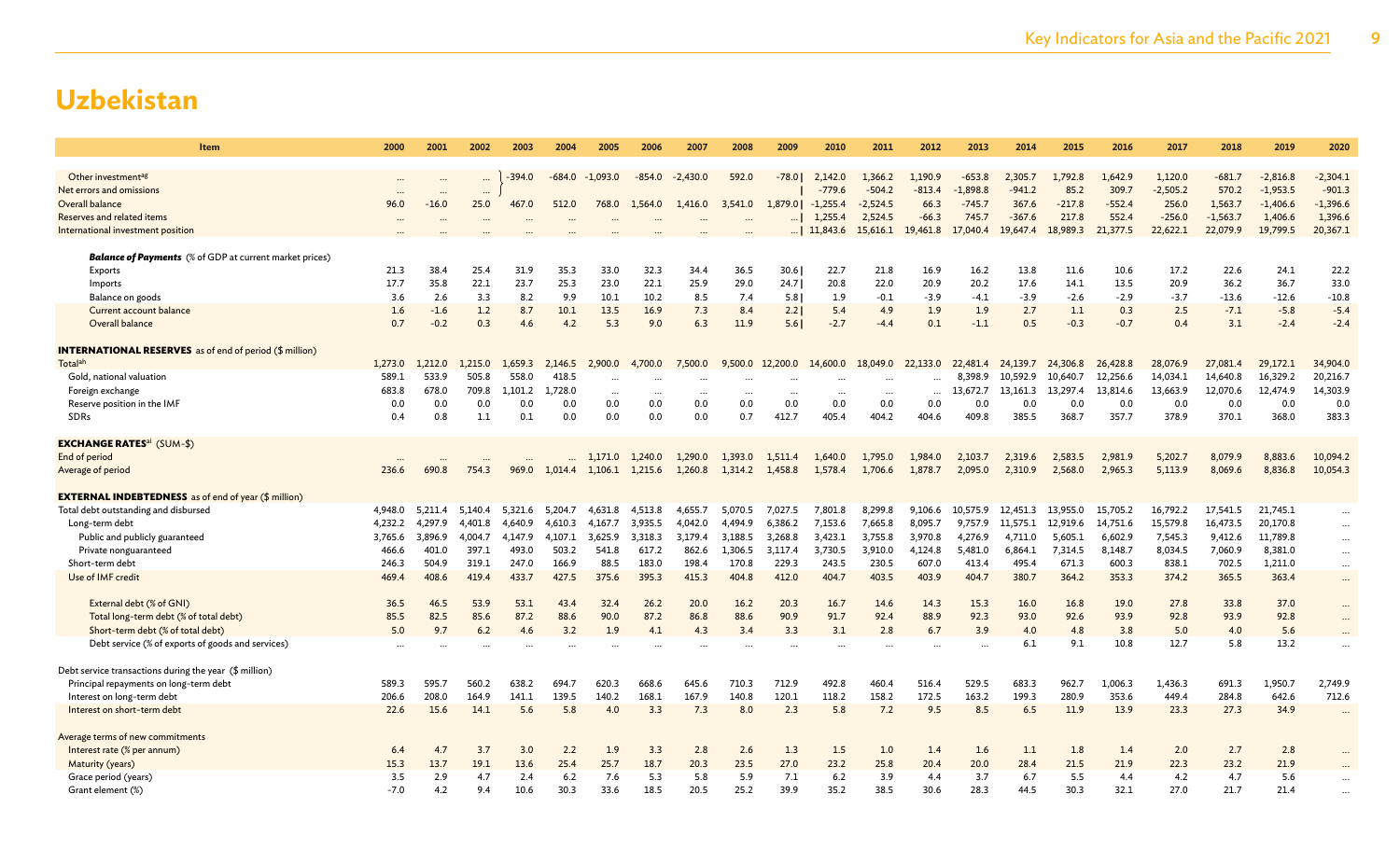# Uzbekistan

| Item | 2000 | 2001 | 2002 | 2003 | 2004 | 2005 | 2006 | 2007 | 2008 | 2009 | 2010 | 2011 | 2012 | 2013 | 2014 | 2015 | 2016 | 2017 | 2018 | 2019 | 2020 |
|---|---|---|---|---|---|---|---|---|---|---|---|---|---|---|---|---|---|---|---|---|---|
| Other investment[ag] | ... | ... | ... | -394.0 | -684.0 | -1,093.0 | -854.0 | -2,430.0 | 592.0 | -78.0 | 2,142.0 | 1,366.2 | 1,190.9 | -653.8 | 2,305.7 | 1,792.8 | 1,642.9 | 1,120.0 | -681.7 | -2,816.8 | -2,304.1 |
| Net errors and omissions | ... | ... | ... | | | | | | | | -779.6 | -504.2 | -813.4 | -1,898.8 | -941.2 | 85.2 | 309.7 | -2,505.2 | 570.2 | -1,953.5 | -901.3 |
| Overall balance | 96.0 | -16.0 | 25.0 | 467.0 | 512.0 | 768.0 | 1,564.0 | 1,416.0 | 3,541.0 | 1,879.0 | -1,255.4 | -2,524.5 | 66.3 | -745.7 | 367.6 | -217.8 | -552.4 | 256.0 | 1,563.7 | -1,406.6 | -1,396.6 |
| Reserves and related items | ... | ... | ... | ... | ... | ... | ... | ... | ... | ... | 1,255.4 | 2,524.5 | -66.3 | 745.7 | -367.6 | 217.8 | 552.4 | -256.0 | -1,563.7 | 1,406.6 | 1,396.6 |
| International investment position | ... | ... | ... | ... | ... | ... | ... | ... | ... | ... | 11,843.6 | 15,616.1 | 19,461.8 | 17,040.4 | 19,647.4 | 18,989.3 | 21,377.5 | 22,622.1 | 22,079.9 | 19,799.5 | 20,367.1 |
| ***Balance of Payments*** (% of GDP at current market prices) | | | | | | | | | | | | | | | | | | | | | |
| Exports | 21.3 | 38.4 | 25.4 | 31.9 | 35.3 | 33.0 | 32.3 | 34.4 | 36.5 | 30.6 | 22.7 | 21.8 | 16.9 | 16.2 | 13.8 | 11.6 | 10.6 | 17.2 | 22.6 | 24.1 | 22.2 |
| Imports | 17.7 | 35.8 | 22.1 | 23.7 | 25.3 | 23.0 | 22.1 | 25.9 | 29.0 | 24.7 | 20.8 | 22.0 | 20.9 | 20.2 | 17.6 | 14.1 | 13.5 | 20.9 | 36.2 | 36.7 | 33.0 |
| Balance on goods | 3.6 | 2.6 | 3.3 | 8.2 | 9.9 | 10.1 | 10.2 | 8.5 | 7.4 | 5.8 | 1.9 | -0.1 | -3.9 | -4.1 | -3.9 | -2.6 | -2.9 | -3.7 | -13.6 | -12.6 | -10.8 |
| Current account balance | 1.6 | -1.6 | 1.2 | 8.7 | 10.1 | 13.5 | 16.9 | 7.3 | 8.4 | 2.2 | 5.4 | 4.9 | 1.9 | 1.9 | 2.7 | 1.1 | 0.3 | 2.5 | -7.1 | -5.8 | -5.4 |
| Overall balance | 0.7 | -0.2 | 0.3 | 4.6 | 4.2 | 5.3 | 9.0 | 6.3 | 11.9 | 5.6 | -2.7 | -4.4 | 0.1 | -1.1 | 0.5 | -0.3 | -0.7 | 0.4 | 3.1 | -2.4 | -2.4 |
| **INTERNATIONAL RESERVES** as of end of period ($ million) | | | | | | | | | | | | | | | | | | | | | |
| Total[ah] | 1,273.0 | 1,212.0 | 1,215.0 | 1,659.3 | 2,146.5 | 2,900.0 | 4,700.0 | 7,500.0 | 9,500.0 | 12,200.0 | 14,600.0 | 18,049.0 | 22,133.0 | 22,481.4 | 24,139.7 | 24,306.8 | 26,428.8 | 28,076.9 | 27,081.4 | 29,172.1 | 34,904.0 |
| Gold, national valuation | 589.1 | 533.9 | 505.8 | 558.0 | 418.5 | ... | ... | ... | ... | ... | ... | ... | ... | 8,398.9 | 10,592.9 | 10,640.7 | 12,256.6 | 14,034.1 | 14,640.8 | 16,329.2 | 20,216.7 |
| Foreign exchange | 683.8 | 678.0 | 709.8 | 1,101.2 | 1,728.0 | ... | ... | ... | ... | ... | ... | ... | ... | 13,672.7 | 13,161.3 | 13,297.4 | 13,814.6 | 13,663.9 | 12,070.6 | 12,474.9 | 14,303.9 |
| Reserve position in the IMF | 0.0 | 0.0 | 0.0 | 0.0 | 0.0 | 0.0 | 0.0 | 0.0 | 0.0 | 0.0 | 0.0 | 0.0 | 0.0 | 0.0 | 0.0 | 0.0 | 0.0 | 0.0 | 0.0 | 0.0 | 0.0 |
| SDRs | 0.4 | 0.8 | 1.1 | 0.1 | 0.0 | 0.0 | 0.0 | 0.0 | 0.7 | 412.7 | 405.4 | 404.2 | 404.6 | 409.8 | 385.5 | 368.7 | 357.7 | 378.9 | 370.1 | 368.0 | 383.3 |
| **EXCHANGE RATES**[ai] (SUM-$) | | | | | | | | | | | | | | | | | | | | | |
| End of period | ... | ... | ... | ... | ... | 1,171.0 | 1,240.0 | 1,290.0 | 1,393.0 | 1,511.4 | 1,640.0 | 1,795.0 | 1,984.0 | 2,103.7 | 2,319.6 | 2,583.5 | 2,981.9 | 5,202.7 | 8,079.9 | 8,883.6 | 10,094.2 |
| Average of period | 236.6 | 690.8 | 754.3 | 969.0 | 1,014.4 | 1,106.1 | 1,215.6 | 1,260.8 | 1,314.2 | 1,458.8 | 1,578.4 | 1,706.6 | 1,878.7 | 2,095.0 | 2,310.9 | 2,568.0 | 2,965.3 | 5,113.9 | 8,069.6 | 8,836.8 | 10,054.3 |
| **EXTERNAL INDEBTEDNESS** as of end of year ($ million) | | | | | | | | | | | | | | | | | | | | | |
| Total debt outstanding and disbursed | 4,948.0 | 5,211.4 | 5,140.4 | 5,321.6 | 5,204.7 | 4,631.8 | 4,513.8 | 4,655.7 | 5,070.5 | 7,027.5 | 7,801.8 | 8,299.8 | 9,106.6 | 10,575.9 | 12,451.3 | 13,955.0 | 15,705.2 | 16,792.2 | 17,541.5 | 21,745.1 | ... |
| Long-term debt | 4,232.2 | 4,297.9 | 4,401.8 | 4,640.9 | 4,610.3 | 4,167.7 | 3,935.5 | 4,042.0 | 4,494.9 | 6,386.2 | 7,153.6 | 7,665.8 | 8,095.7 | 9,757.9 | 11,575.1 | 12,919.6 | 14,751.6 | 15,579.8 | 16,473.5 | 20,170.8 | ... |
| Public and publicly guaranteed | 3,765.6 | 3,896.9 | 4,004.7 | 4,147.9 | 4,107.1 | 3,625.9 | 3,318.3 | 3,179.4 | 3,188.5 | 3,268.8 | 3,423.1 | 3,755.8 | 3,970.8 | 4,276.9 | 4,711.0 | 5,605.1 | 6,602.9 | 7,545.3 | 9,412.6 | 11,789.8 | ... |
| Private nonguaranteed | 466.6 | 401.0 | 397.1 | 493.0 | 503.2 | 541.8 | 617.2 | 862.6 | 1,306.5 | 3,117.4 | 3,730.5 | 3,910.0 | 4,124.8 | 5,481.0 | 6,864.1 | 7,314.5 | 8,148.7 | 8,034.5 | 7,060.9 | 8,381.0 | ... |
| Short-term debt | 246.3 | 504.9 | 319.1 | 247.0 | 166.9 | 88.5 | 183.0 | 198.4 | 170.8 | 229.3 | 243.5 | 230.5 | 607.0 | 413.4 | 495.4 | 671.3 | 600.3 | 838.1 | 702.5 | 1,211.0 | ... |
| Use of IMF credit | 469.4 | 408.6 | 419.4 | 433.7 | 427.5 | 375.6 | 395.3 | 415.3 | 404.8 | 412.0 | 404.7 | 403.5 | 403.9 | 404.7 | 380.7 | 364.2 | 353.3 | 374.2 | 365.5 | 363.4 | ... |
| External debt (% of GNI) | 36.5 | 46.5 | 53.9 | 53.1 | 43.4 | 32.4 | 26.2 | 20.0 | 16.2 | 20.3 | 16.7 | 14.6 | 14.3 | 15.3 | 16.0 | 16.8 | 19.0 | 27.8 | 33.8 | 37.0 | ... |
| Total long-term debt (% of total debt) | 85.5 | 82.5 | 85.6 | 87.2 | 88.6 | 90.0 | 87.2 | 86.8 | 88.6 | 90.9 | 91.7 | 92.4 | 88.9 | 92.3 | 93.0 | 92.6 | 93.9 | 92.8 | 93.9 | 92.8 | ... |
| Short-term debt (% of total debt) | 5.0 | 9.7 | 6.2 | 4.6 | 3.2 | 1.9 | 4.1 | 4.3 | 3.4 | 3.3 | 3.1 | 2.8 | 6.7 | 3.9 | 4.0 | 4.8 | 3.8 | 5.0 | 4.0 | 5.6 | ... |
| Debt service (% of exports of goods and services) | ... | ... | ... | ... | ... | ... | ... | ... | ... | ... | ... | ... | ... | ... | 6.1 | 9.1 | 10.8 | 12.7 | 5.8 | 13.2 | ... |
| Debt service transactions during the year ($ million) | | | | | | | | | | | | | | | | | | | | | |
| Principal repayments on long-term debt | 589.3 | 595.7 | 560.2 | 638.2 | 694.7 | 620.3 | 668.6 | 645.6 | 710.3 | 712.9 | 492.8 | 460.4 | 516.4 | 529.5 | 683.3 | 962.7 | 1,006.3 | 1,436.3 | 691.3 | 1,950.7 | 2,749.9 |
| Interest on long-term debt | 206.6 | 208.0 | 164.9 | 141.1 | 139.5 | 140.2 | 168.1 | 167.9 | 140.8 | 120.1 | 118.2 | 158.2 | 172.5 | 163.2 | 199.3 | 280.9 | 353.6 | 449.4 | 284.8 | 642.6 | 712.6 |
| Interest on short-term debt | 22.6 | 15.6 | 14.1 | 5.6 | 5.8 | 4.0 | 3.3 | 7.3 | 8.0 | 2.3 | 5.8 | 7.2 | 9.5 | 8.5 | 6.5 | 11.9 | 13.9 | 23.3 | 27.3 | 34.9 | ... |
| Average terms of new commitments | | | | | | | | | | | | | | | | | | | | | |
| Interest rate (% per annum) | 6.4 | 4.7 | 3.7 | 3.0 | 2.2 | 1.9 | 3.3 | 2.8 | 2.6 | 1.3 | 1.5 | 1.0 | 1.4 | 1.6 | 1.1 | 1.8 | 1.4 | 2.0 | 2.7 | 2.8 | ... |
| Maturity (years) | 15.3 | 13.7 | 19.1 | 13.6 | 25.4 | 25.7 | 18.7 | 20.3 | 23.5 | 27.0 | 23.2 | 25.8 | 20.4 | 20.0 | 28.4 | 21.5 | 21.9 | 22.3 | 23.2 | 21.9 | ... |
| Grace period (years) | 3.5 | 2.9 | 4.7 | 2.4 | 6.2 | 7.6 | 5.3 | 5.8 | 5.9 | 7.1 | 6.2 | 3.9 | 4.4 | 3.7 | 6.7 | 5.5 | 4.4 | 4.2 | 4.7 | 5.6 | ... |
| Grant element (%) | -7.0 | 4.2 | 9.4 | 10.6 | 30.3 | 33.6 | 18.5 | 20.5 | 25.2 | 39.9 | 35.2 | 38.5 | 30.6 | 28.3 | 44.5 | 30.3 | 32.1 | 27.0 | 21.7 | 21.4 | ... |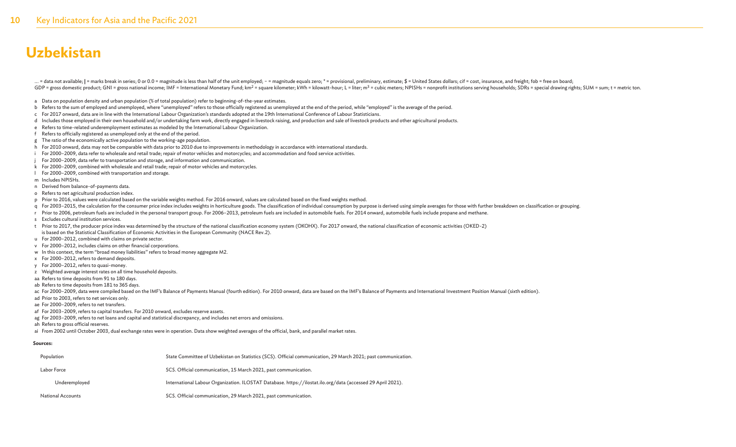# Uzbekistan

... = data not available; | = marks break in series; 0 or 0.0 = magnitude is less than half of the unit employed; – = magnitude equals zero; * = provisional, preliminary, estimate; $ = United States dollars; cif = cost, insurance, and freight; fob = free on board;
GDP = gross domestic product; GNI = gross national income; IMF = International Monetary Fund; km² = square kilometer; kWh = kilowatt-hour; L = liter; m³ = cubic meters; NPISHs = nonprofit institutions serving households; SDRs = special drawing rights; SUM = sum; t = metric ton.

a Data on population density and urban population (% of total population) refer to beginning-of-the-year estimates.
b Refers to the sum of employed and unemployed, where "unemployed" refers to those officially registered as unemployed at the end of the period, while "employed" is the average of the period.
c For 2017 onward, data are in line with the International Labour Organization's standards adopted at the 19th International Conference of Labour Statisticians.
d Includes those employed in their own household and/or undertaking farm work, directly engaged in livestock raising, and production and sale of livestock products and other agricultural products.
e Refers to time-related underemployment estimates as modeled by the International Labour Organization.
f Refers to officially registered as unemployed only at the end of the period.
g The ratio of the economically active population to the working-age population.
h For 2010 onward, data may not be comparable with data prior to 2010 due to improvements in methodology in accordance with international standards.
i For 2000–2009, data refer to wholesale and retail trade; repair of motor vehicles and motorcycles; and accommodation and food service activities.
j For 2000–2009, data refer to transportation and storage, and information and communication.
k For 2000–2009, combined with wholesale and retail trade; repair of motor vehicles and motorcycles.
l For 2000–2009, combined with transportation and storage.
m Includes NPISHs.
n Derived from balance-of-payments data.
o Refers to net agricultural production index.
p Prior to 2016, values were calculated based on the variable weights method. For 2016 onward, values are calculated based on the fixed weights method.
q For 2003–2015, the calculation for the consumer price index includes weights in horticulture goods. The classification of individual consumption by purpose is derived using simple averages for those with further breakdown on classification or grouping.
r Prior to 2006, petroleum fuels are included in the personal transport group. For 2006–2013, petroleum fuels are included in automobile fuels. For 2014 onward, automobile fuels include propane and methane.
s Excludes cultural institution services.
t Prior to 2017, the producer price index was determined by the structure of the national classification economy system (OKOHX). For 2017 onward, the national classification of economic activities (OKED-2) is based on the Statistical Classification of Economic Activities in the European Community (NACE Rev.2).
u For 2000–2012, combined with claims on private sector.
v For 2000–2012, includes claims on other financial corporations.
w In this context, the term "broad money liabilities" refers to broad money aggregate M2.
x For 2000–2012, refers to demand deposits.
y For 2000–2012, refers to quasi-money.
z Weighted average interest rates on all time household deposits.
aa Refers to time deposits from 91 to 180 days.
ab Refers to time deposits from 181 to 365 days.
ac For 2000–2009, data were compiled based on the IMF's Balance of Payments Manual (fourth edition). For 2010 onward, data are based on the IMF's Balance of Payments and International Investment Position Manual (sixth edition).
ad Prior to 2003, refers to net services only.
ae For 2000–2009, refers to net transfers.
af For 2003–2009, refers to capital transfers. For 2010 onward, excludes reserve assets.
ag For 2003–2009, refers to net loans and capital and statistical discrepancy, and includes net errors and omissions.
ah Refers to gross official reserves.
ai From 2002 until October 2003, dual exchange rates were in operation. Data show weighted averages of the official, bank, and parallel market rates.

**Sources:**

| | |
|---|---|
| Population | State Committee of Uzbekistan on Statistics (SCS). Official communication, 29 March 2021; past communication. |
| Labor Force | SCS. Official communication, 15 March 2021, past communication. |
| Underemployed | International Labour Organization. ILOSTAT Database. https://ilostat.ilo.org/data (accessed 29 April 2021). |
| National Accounts | SCS. Official communication, 29 March 2021, past communication. |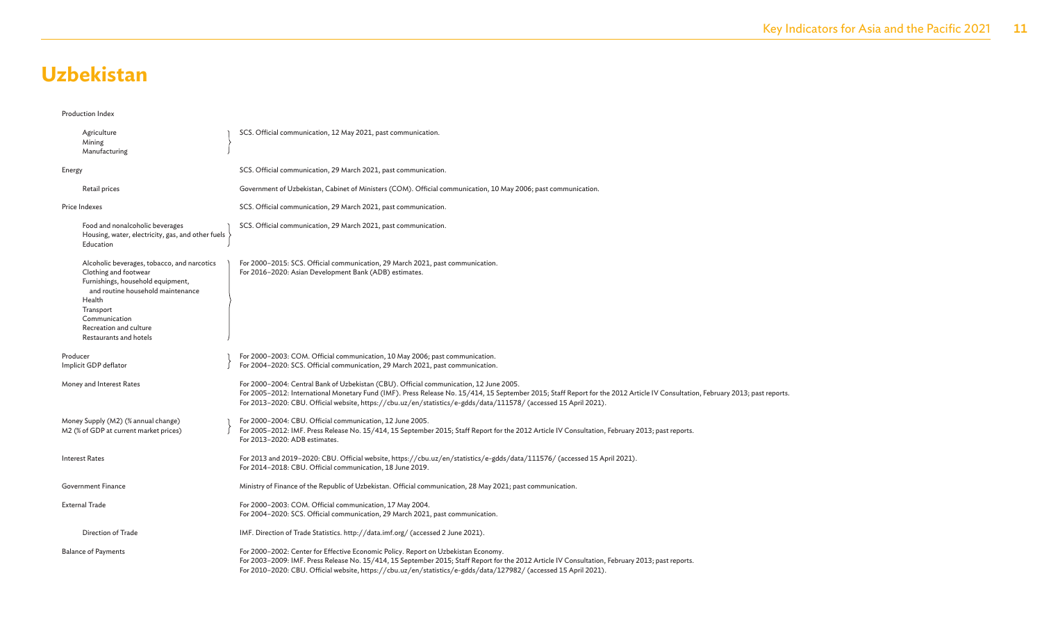# Uzbekistan

| Indicator | Source |
| --- | --- |
| Production Index | |
| Agriculture<br>Mining<br>Manufacturing | SCS. Official communication, 12 May 2021, past communication. |
| Energy | SCS. Official communication, 29 March 2021, past communication. |
| Retail prices | Government of Uzbekistan, Cabinet of Ministers (COM). Official communication, 10 May 2006; past communication. |
| Price Indexes | SCS. Official communication, 29 March 2021, past communication. |
| Food and nonalcoholic beverages<br>Housing, water, electricity, gas, and other fuels<br>Education | SCS. Official communication, 29 March 2021, past communication. |
| Alcoholic beverages, tobacco, and narcotics<br>Clothing and footwear<br>Furnishings, household equipment, and routine household maintenance<br>Health<br>Transport<br>Communication<br>Recreation and culture<br>Restaurants and hotels | For 2000–2015: SCS. Official communication, 29 March 2021, past communication.<br>For 2016–2020: Asian Development Bank (ADB) estimates. |
| Producer<br>Implicit GDP deflator | For 2000–2003: COM. Official communication, 10 May 2006; past communication.<br>For 2004–2020: SCS. Official communication, 29 March 2021, past communication. |
| Money and Interest Rates | For 2000–2004: Central Bank of Uzbekistan (CBU). Official communication, 12 June 2005.<br>For 2005–2012: International Monetary Fund (IMF). Press Release No. 15/414, 15 September 2015; Staff Report for the 2012 Article IV Consultation, February 2013; past reports.<br>For 2013–2020: CBU. Official website, https://cbu.uz/en/statistics/e-gdds/data/111578/ (accessed 15 April 2021). |
| Money Supply (M2) (% annual change)<br>M2 (% of GDP at current market prices) | For 2000–2004: CBU. Official communication, 12 June 2005.<br>For 2005–2012: IMF. Press Release No. 15/414, 15 September 2015; Staff Report for the 2012 Article IV Consultation, February 2013; past reports.<br>For 2013–2020: ADB estimates. |
| Interest Rates | For 2013 and 2019–2020: CBU. Official website, https://cbu.uz/en/statistics/e-gdds/data/111576/ (accessed 15 April 2021).<br>For 2014–2018: CBU. Official communication, 18 June 2019. |
| Government Finance | Ministry of Finance of the Republic of Uzbekistan. Official communication, 28 May 2021; past communication. |
| External Trade | For 2000–2003: COM. Official communication, 17 May 2004.<br>For 2004–2020: SCS. Official communication, 29 March 2021, past communication. |
| Direction of Trade | IMF. Direction of Trade Statistics. http://data.imf.org/ (accessed 2 June 2021). |
| Balance of Payments | For 2000–2002: Center for Effective Economic Policy. Report on Uzbekistan Economy.<br>For 2003–2009: IMF. Press Release No. 15/414, 15 September 2015; Staff Report for the 2012 Article IV Consultation, February 2013; past reports.<br>For 2010–2020: CBU. Official website, https://cbu.uz/en/statistics/e-gdds/data/127982/ (accessed 15 April 2021). |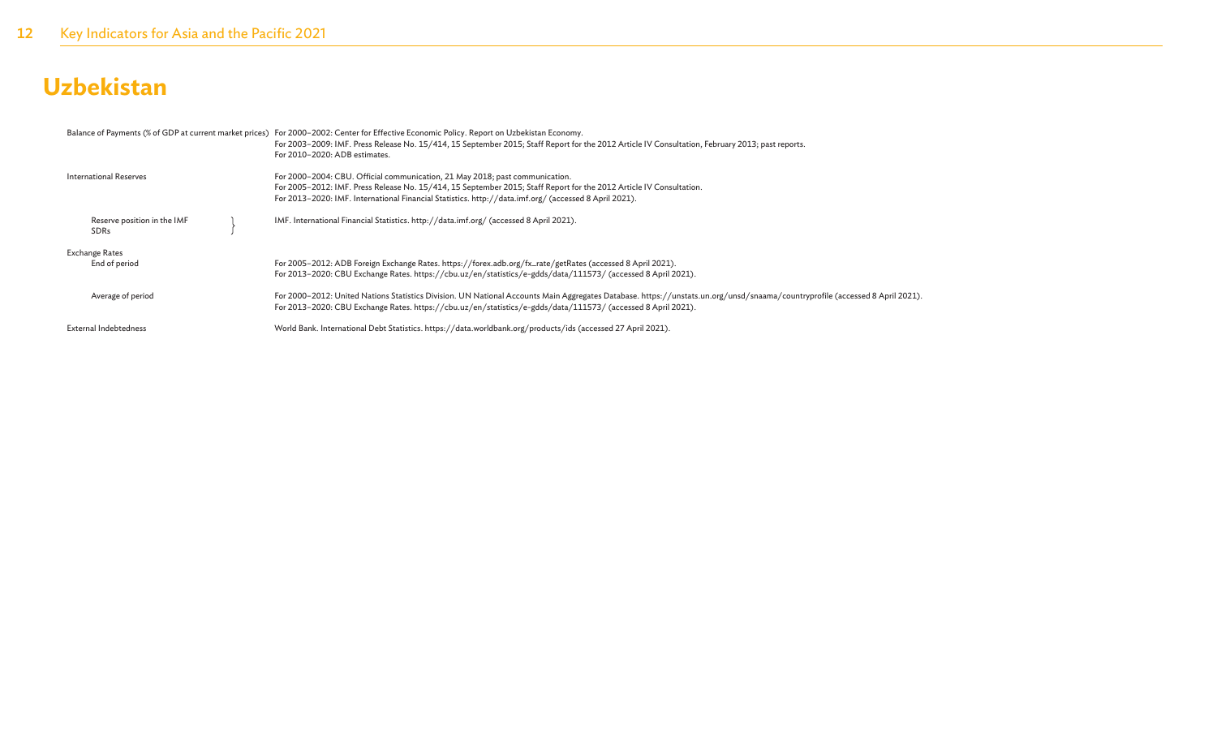# Uzbekistan

| | |
|---|---|
| Balance of Payments (% of GDP at current market prices) | For 2000–2002: Center for Effective Economic Policy. Report on Uzbekistan Economy.<br>For 2003–2009: IMF. Press Release No. 15/414, 15 September 2015; Staff Report for the 2012 Article IV Consultation, February 2013; past reports.<br>For 2010–2020: ADB estimates. |
| International Reserves | For 2000–2004: CBU. Official communication, 21 May 2018; past communication.<br>For 2005–2012: IMF. Press Release No. 15/414, 15 September 2015; Staff Report for the 2012 Article IV Consultation.<br>For 2013–2020: IMF. International Financial Statistics. http://data.imf.org/ (accessed 8 April 2021). |
| Reserve position in the IMF<br>SDRs | IMF. International Financial Statistics. http://data.imf.org/ (accessed 8 April 2021). |
| Exchange Rates | |
| End of period | For 2005–2012: ADB Foreign Exchange Rates. https://forex.adb.org/fx_rate/getRates (accessed 8 April 2021).<br>For 2013–2020: CBU Exchange Rates. https://cbu.uz/en/statistics/e-gdds/data/111573/ (accessed 8 April 2021). |
| Average of period | For 2000–2012: United Nations Statistics Division. UN National Accounts Main Aggregates Database. https://unstats.un.org/unsd/snaama/countryprofile (accessed 8 April 2021).<br>For 2013–2020: CBU Exchange Rates. https://cbu.uz/en/statistics/e-gdds/data/111573/ (accessed 8 April 2021). |
| External Indebtedness | World Bank. International Debt Statistics. https://data.worldbank.org/products/ids (accessed 27 April 2021). |